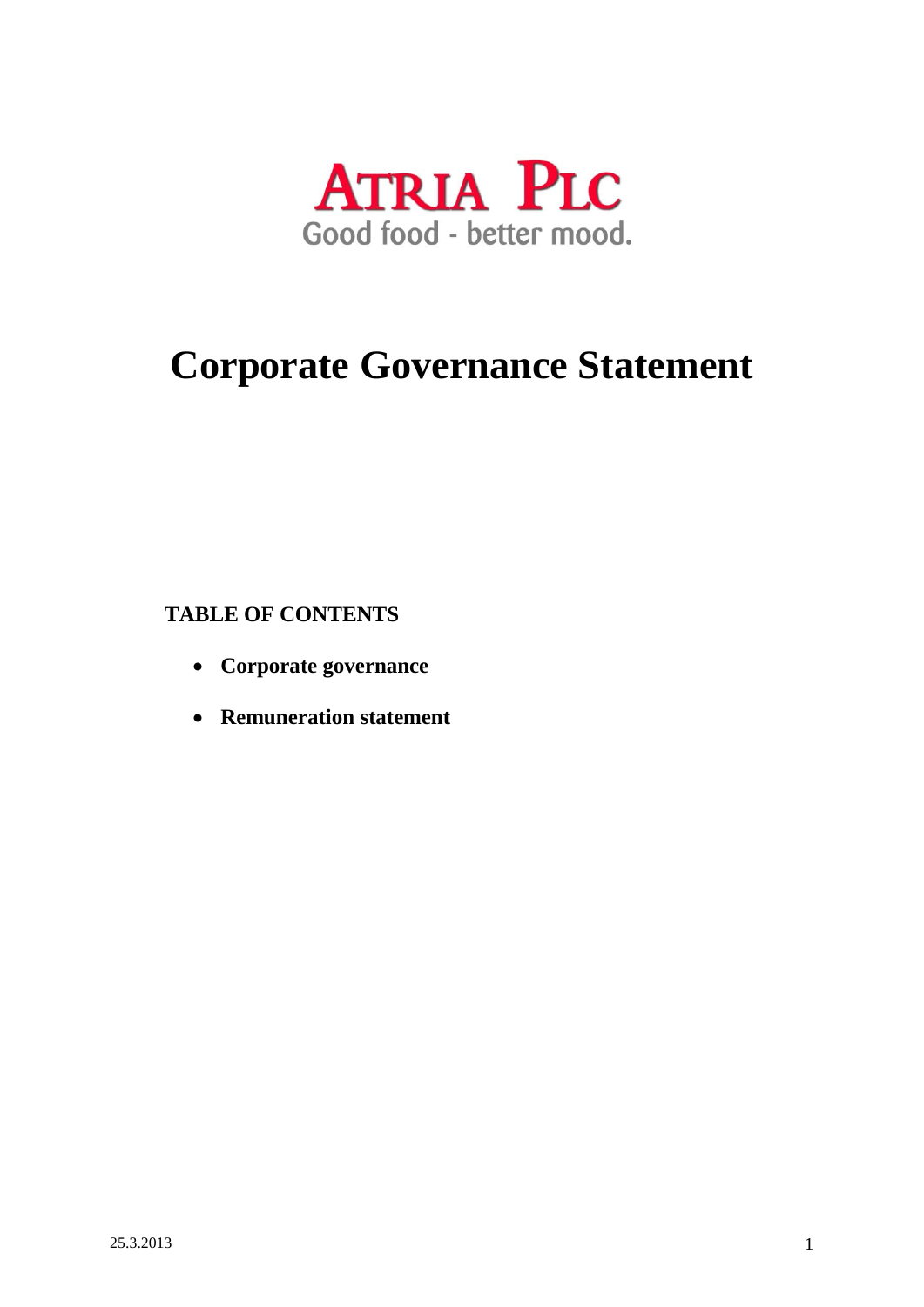ATRIA PLC

Good food - better mood.

# Corporate Governance Statement

**TABLE OF CONTENTS**

- **Corporate governance**
- **Remuneration statement**

25.3.2013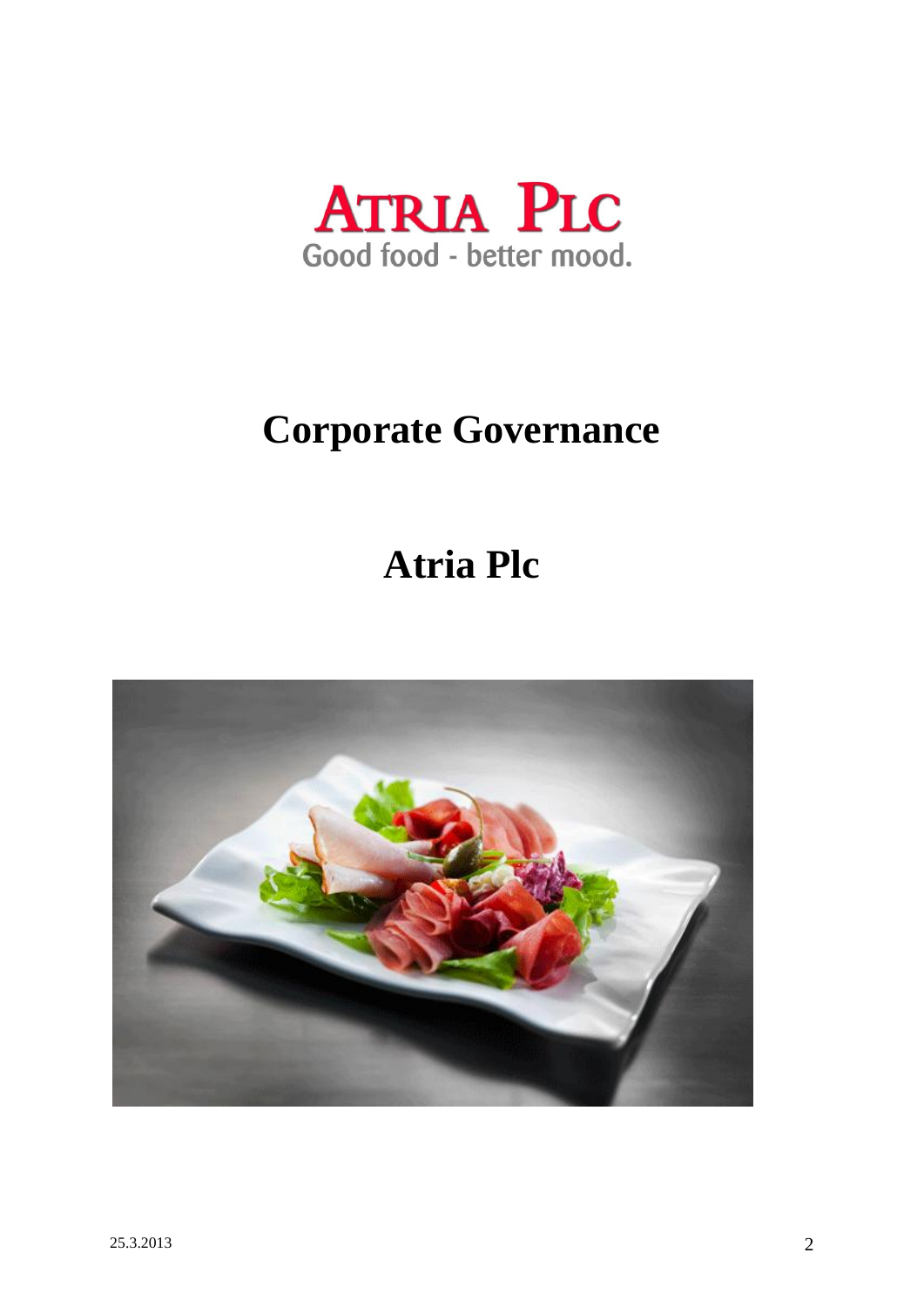ATRIA PLC

Good food - better mood.

# Corporate Governance

# Atria Plc

25.3.2013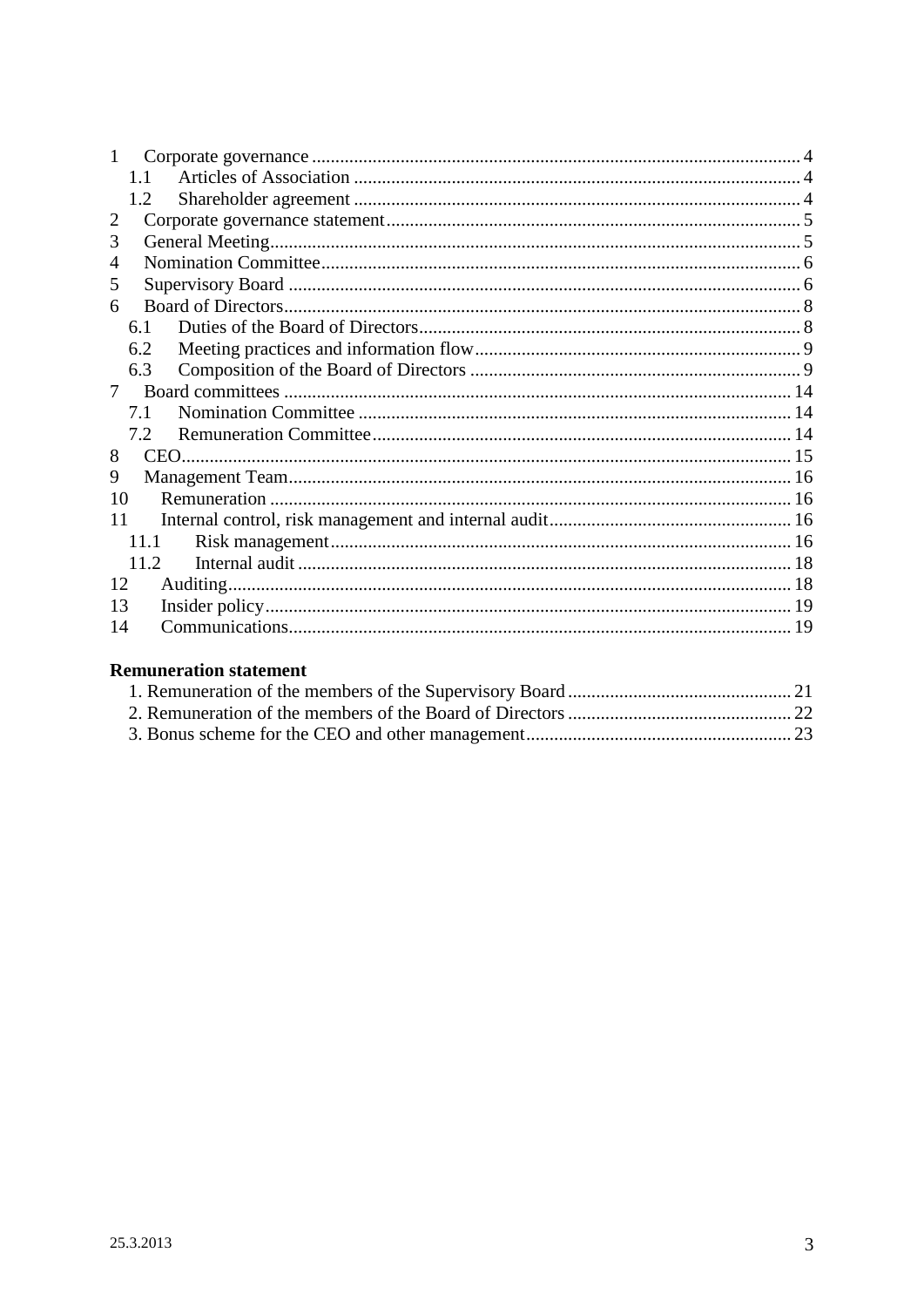1 Corporate governance ........................................................................................................ 4
  1.1 Articles of Association ............................................................................................... 4
  1.2 Shareholder agreement ............................................................................................... 4
2 Corporate governance statement........................................................................................ 5
3 General Meeting................................................................................................................. 5
4 Nomination Committee...................................................................................................... 6
5 Supervisory Board ............................................................................................................. 6
6 Board of Directors.............................................................................................................. 8
  6.1 Duties of the Board of Directors................................................................................. 8
  6.2 Meeting practices and information flow..................................................................... 9
  6.3 Composition of the Board of Directors ...................................................................... 9
7 Board committees ............................................................................................................ 14
  7.1 Nomination Committee ............................................................................................ 14
  7.2 Remuneration Committee......................................................................................... 14
8 CEO.................................................................................................................................. 15
9 Management Team........................................................................................................... 16
10 Remuneration ............................................................................................................... 16
11 Internal control, risk management and internal audit.................................................... 16
  11.1 Risk management.................................................................................................. 16
  11.2 Internal audit ......................................................................................................... 18
12 Auditing........................................................................................................................ 18
13 Insider policy................................................................................................................ 19
14 Communications........................................................................................................... 19

**Remuneration statement**

1. Remuneration of the members of the Supervisory Board ............................................... 21
2. Remuneration of the members of the Board of Directors ............................................... 22
3. Bonus scheme for the CEO and other management........................................................ 23

25.3.2013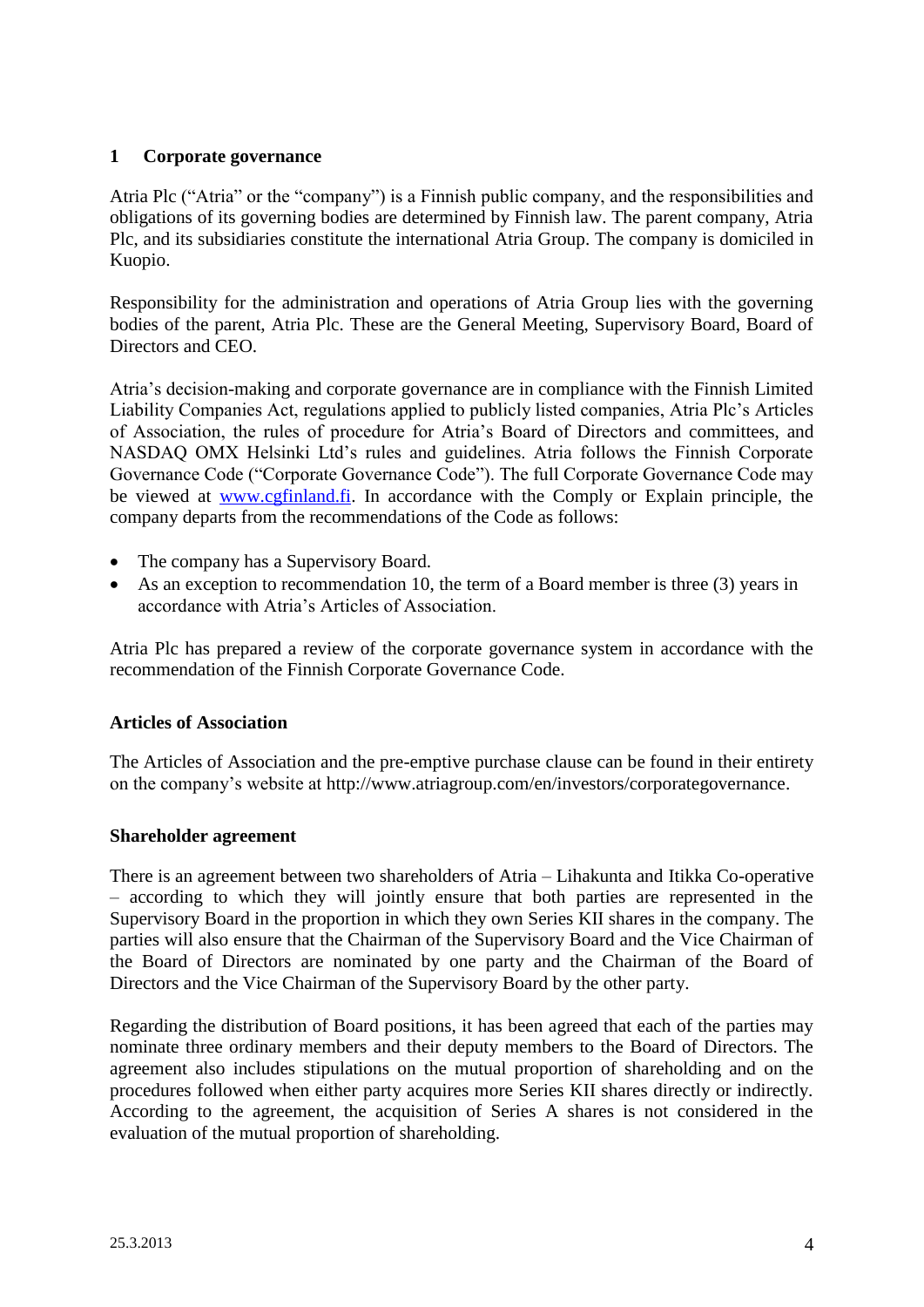# 1 Corporate governance

Atria Plc ("Atria" or the "company") is a Finnish public company, and the responsibilities and obligations of its governing bodies are determined by Finnish law. The parent company, Atria Plc, and its subsidiaries constitute the international Atria Group. The company is domiciled in Kuopio.

Responsibility for the administration and operations of Atria Group lies with the governing bodies of the parent, Atria Plc. These are the General Meeting, Supervisory Board, Board of Directors and CEO.

Atria's decision-making and corporate governance are in compliance with the Finnish Limited Liability Companies Act, regulations applied to publicly listed companies, Atria Plc's Articles of Association, the rules of procedure for Atria's Board of Directors and committees, and NASDAQ OMX Helsinki Ltd's rules and guidelines. Atria follows the Finnish Corporate Governance Code ("Corporate Governance Code"). The full Corporate Governance Code may be viewed at www.cgfinland.fi. In accordance with the Comply or Explain principle, the company departs from the recommendations of the Code as follows:

- The company has a Supervisory Board.
- As an exception to recommendation 10, the term of a Board member is three (3) years in accordance with Atria's Articles of Association.

Atria Plc has prepared a review of the corporate governance system in accordance with the recommendation of the Finnish Corporate Governance Code.

**Articles of Association**

The Articles of Association and the pre-emptive purchase clause can be found in their entirety on the company's website at http://www.atriagroup.com/en/investors/corporategovernance.

**Shareholder agreement**

There is an agreement between two shareholders of Atria – Lihakunta and Itikka Co-operative – according to which they will jointly ensure that both parties are represented in the Supervisory Board in the proportion in which they own Series KII shares in the company. The parties will also ensure that the Chairman of the Supervisory Board and the Vice Chairman of the Board of Directors are nominated by one party and the Chairman of the Board of Directors and the Vice Chairman of the Supervisory Board by the other party.

Regarding the distribution of Board positions, it has been agreed that each of the parties may nominate three ordinary members and their deputy members to the Board of Directors. The agreement also includes stipulations on the mutual proportion of shareholding and on the procedures followed when either party acquires more Series KII shares directly or indirectly. According to the agreement, the acquisition of Series A shares is not considered in the evaluation of the mutual proportion of shareholding.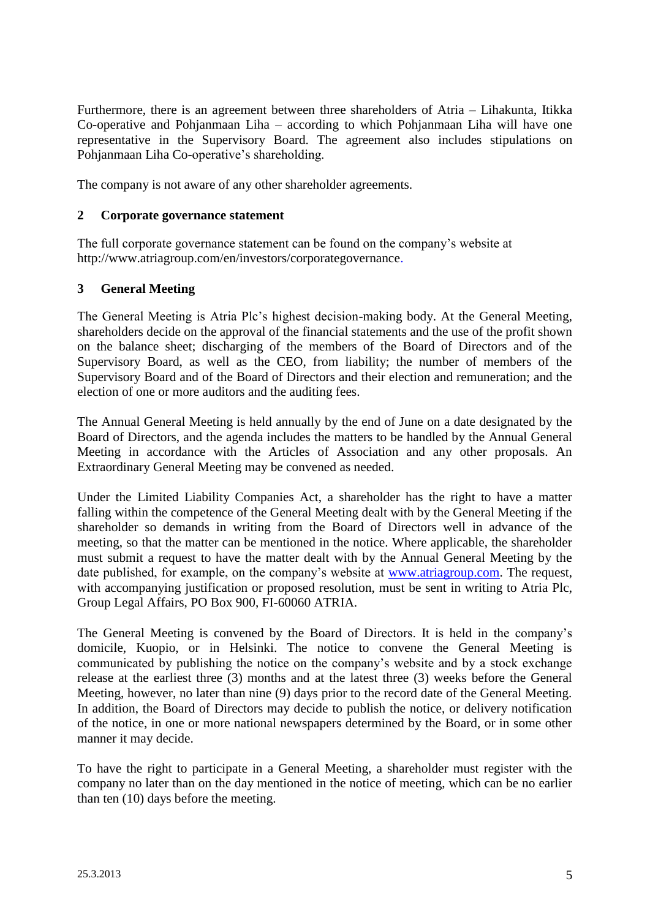Furthermore, there is an agreement between three shareholders of Atria – Lihakunta, Itikka Co-operative and Pohjanmaan Liha – according to which Pohjanmaan Liha will have one representative in the Supervisory Board. The agreement also includes stipulations on Pohjanmaan Liha Co-operative's shareholding.

The company is not aware of any other shareholder agreements.

## 2 Corporate governance statement

The full corporate governance statement can be found on the company's website at http://www.atriagroup.com/en/investors/corporategovernance.

## 3 General Meeting

The General Meeting is Atria Plc's highest decision-making body. At the General Meeting, shareholders decide on the approval of the financial statements and the use of the profit shown on the balance sheet; discharging of the members of the Board of Directors and of the Supervisory Board, as well as the CEO, from liability; the number of members of the Supervisory Board and of the Board of Directors and their election and remuneration; and the election of one or more auditors and the auditing fees.

The Annual General Meeting is held annually by the end of June on a date designated by the Board of Directors, and the agenda includes the matters to be handled by the Annual General Meeting in accordance with the Articles of Association and any other proposals. An Extraordinary General Meeting may be convened as needed.

Under the Limited Liability Companies Act, a shareholder has the right to have a matter falling within the competence of the General Meeting dealt with by the General Meeting if the shareholder so demands in writing from the Board of Directors well in advance of the meeting, so that the matter can be mentioned in the notice. Where applicable, the shareholder must submit a request to have the matter dealt with by the Annual General Meeting by the date published, for example, on the company's website at [www.atriagroup.com](http://www.atriagroup.com). The request, with accompanying justification or proposed resolution, must be sent in writing to Atria Plc, Group Legal Affairs, PO Box 900, FI-60060 ATRIA.

The General Meeting is convened by the Board of Directors. It is held in the company's domicile, Kuopio, or in Helsinki. The notice to convene the General Meeting is communicated by publishing the notice on the company's website and by a stock exchange release at the earliest three (3) months and at the latest three (3) weeks before the General Meeting, however, no later than nine (9) days prior to the record date of the General Meeting. In addition, the Board of Directors may decide to publish the notice, or delivery notification of the notice, in one or more national newspapers determined by the Board, or in some other manner it may decide.

To have the right to participate in a General Meeting, a shareholder must register with the company no later than on the day mentioned in the notice of meeting, which can be no earlier than ten (10) days before the meeting.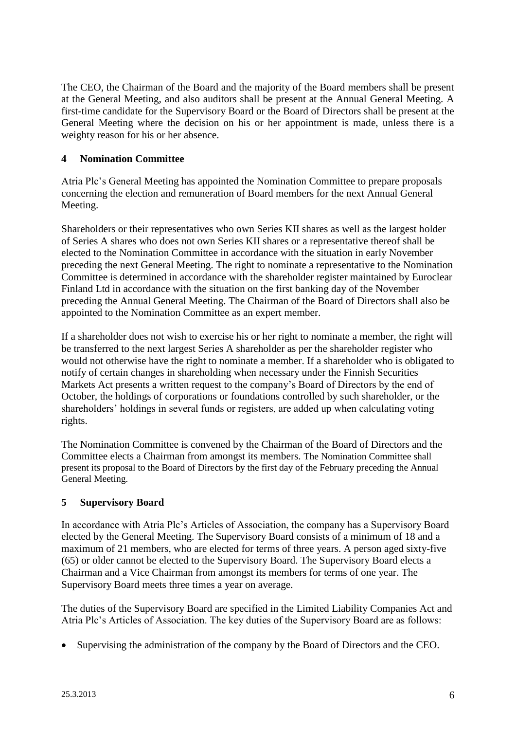The CEO, the Chairman of the Board and the majority of the Board members shall be present at the General Meeting, and also auditors shall be present at the Annual General Meeting. A first-time candidate for the Supervisory Board or the Board of Directors shall be present at the General Meeting where the decision on his or her appointment is made, unless there is a weighty reason for his or her absence.

## 4 Nomination Committee

Atria Plc's General Meeting has appointed the Nomination Committee to prepare proposals concerning the election and remuneration of Board members for the next Annual General Meeting.

Shareholders or their representatives who own Series KII shares as well as the largest holder of Series A shares who does not own Series KII shares or a representative thereof shall be elected to the Nomination Committee in accordance with the situation in early November preceding the next General Meeting. The right to nominate a representative to the Nomination Committee is determined in accordance with the shareholder register maintained by Euroclear Finland Ltd in accordance with the situation on the first banking day of the November preceding the Annual General Meeting. The Chairman of the Board of Directors shall also be appointed to the Nomination Committee as an expert member.

If a shareholder does not wish to exercise his or her right to nominate a member, the right will be transferred to the next largest Series A shareholder as per the shareholder register who would not otherwise have the right to nominate a member. If a shareholder who is obligated to notify of certain changes in shareholding when necessary under the Finnish Securities Markets Act presents a written request to the company's Board of Directors by the end of October, the holdings of corporations or foundations controlled by such shareholder, or the shareholders' holdings in several funds or registers, are added up when calculating voting rights.

The Nomination Committee is convened by the Chairman of the Board of Directors and the Committee elects a Chairman from amongst its members. The Nomination Committee shall present its proposal to the Board of Directors by the first day of the February preceding the Annual General Meeting.

## 5 Supervisory Board

In accordance with Atria Plc's Articles of Association, the company has a Supervisory Board elected by the General Meeting. The Supervisory Board consists of a minimum of 18 and a maximum of 21 members, who are elected for terms of three years. A person aged sixty-five (65) or older cannot be elected to the Supervisory Board. The Supervisory Board elects a Chairman and a Vice Chairman from amongst its members for terms of one year. The Supervisory Board meets three times a year on average.

The duties of the Supervisory Board are specified in the Limited Liability Companies Act and Atria Plc's Articles of Association. The key duties of the Supervisory Board are as follows:

- Supervising the administration of the company by the Board of Directors and the CEO.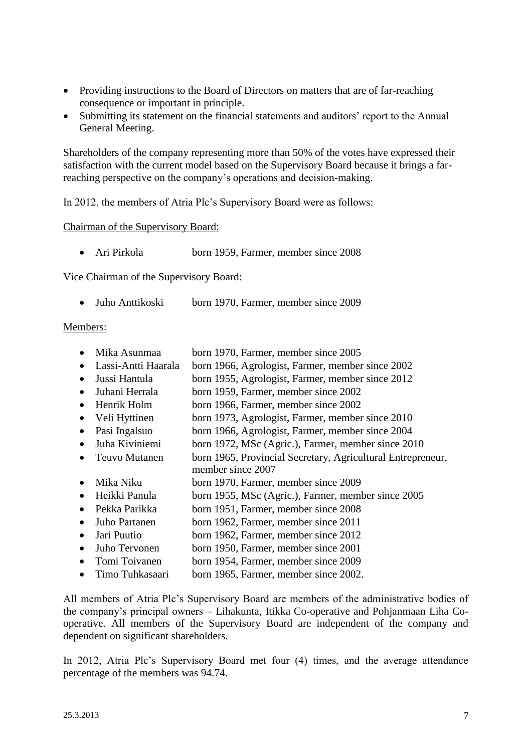- Providing instructions to the Board of Directors on matters that are of far-reaching consequence or important in principle.
- Submitting its statement on the financial statements and auditors' report to the Annual General Meeting.

Shareholders of the company representing more than 50% of the votes have expressed their satisfaction with the current model based on the Supervisory Board because it brings a far-reaching perspective on the company's operations and decision-making.

In 2012, the members of Atria Plc's Supervisory Board were as follows:

Chairman of the Supervisory Board:

- Ari Pirkola born 1959, Farmer, member since 2008

Vice Chairman of the Supervisory Board:

- Juho Anttikoski born 1970, Farmer, member since 2009

Members:

- Mika Asunmaa born 1970, Farmer, member since 2005
- Lassi-Antti Haarala born 1966, Agrologist, Farmer, member since 2002
- Jussi Hantula born 1955, Agrologist, Farmer, member since 2012
- Juhani Herrala born 1959, Farmer, member since 2002
- Henrik Holm born 1966, Farmer, member since 2002
- Veli Hyttinen born 1973, Agrologist, Farmer, member since 2010
- Pasi Ingalsuo born 1966, Agrologist, Farmer, member since 2004
- Juha Kiviniemi born 1972, MSc (Agric.), Farmer, member since 2010
- Teuvo Mutanen born 1965, Provincial Secretary, Agricultural Entrepreneur, member since 2007
- Mika Niku born 1970, Farmer, member since 2009
- Heikki Panula born 1955, MSc (Agric.), Farmer, member since 2005
- Pekka Parikka born 1951, Farmer, member since 2008
- Juho Partanen born 1962, Farmer, member since 2011
- Jari Puutio born 1962, Farmer, member since 2012
- Juho Tervonen born 1950, Farmer, member since 2001
- Tomi Toivanen born 1954, Farmer, member since 2009
- Timo Tuhkasaari born 1965, Farmer, member since 2002.

All members of Atria Plc's Supervisory Board are members of the administrative bodies of the company's principal owners – Lihakunta, Itikka Co-operative and Pohjanmaan Liha Co-operative. All members of the Supervisory Board are independent of the company and dependent on significant shareholders.

In 2012, Atria Plc's Supervisory Board met four (4) times, and the average attendance percentage of the members was 94.74.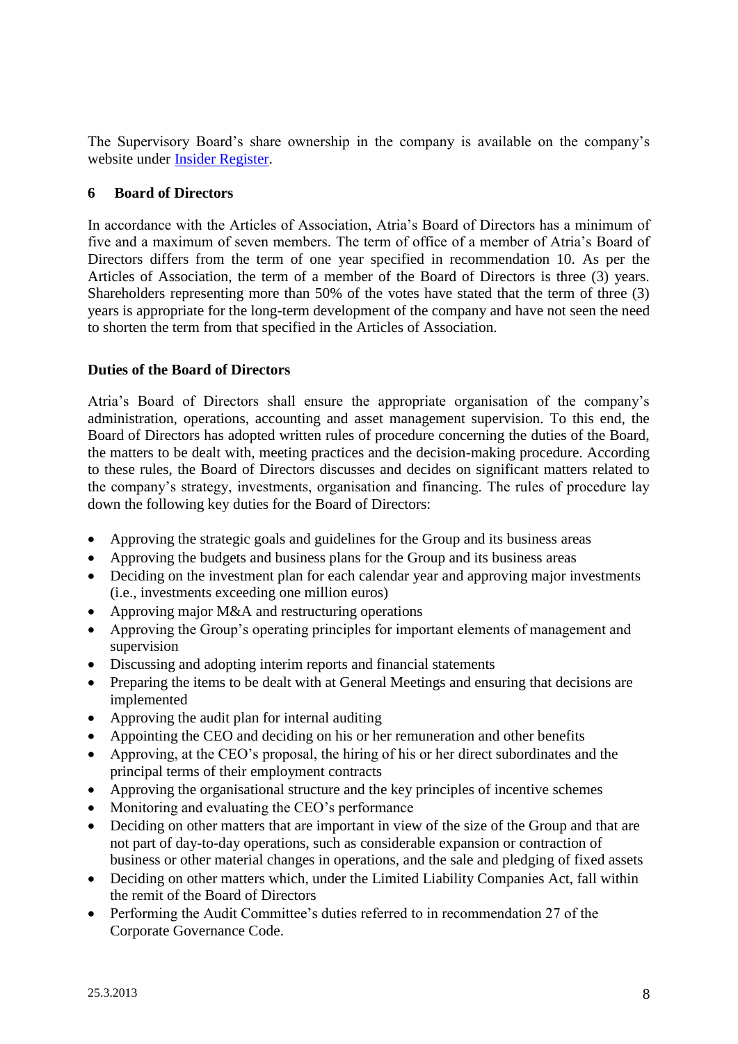The Supervisory Board's share ownership in the company is available on the company's website under [Insider Register](Insider Register).

## 6 Board of Directors

In accordance with the Articles of Association, Atria's Board of Directors has a minimum of five and a maximum of seven members. The term of office of a member of Atria's Board of Directors differs from the term of one year specified in recommendation 10. As per the Articles of Association, the term of a member of the Board of Directors is three (3) years. Shareholders representing more than 50% of the votes have stated that the term of three (3) years is appropriate for the long-term development of the company and have not seen the need to shorten the term from that specified in the Articles of Association.

### Duties of the Board of Directors

Atria's Board of Directors shall ensure the appropriate organisation of the company's administration, operations, accounting and asset management supervision. To this end, the Board of Directors has adopted written rules of procedure concerning the duties of the Board, the matters to be dealt with, meeting practices and the decision-making procedure. According to these rules, the Board of Directors discusses and decides on significant matters related to the company's strategy, investments, organisation and financing. The rules of procedure lay down the following key duties for the Board of Directors:

- Approving the strategic goals and guidelines for the Group and its business areas
- Approving the budgets and business plans for the Group and its business areas
- Deciding on the investment plan for each calendar year and approving major investments (i.e., investments exceeding one million euros)
- Approving major M&A and restructuring operations
- Approving the Group's operating principles for important elements of management and supervision
- Discussing and adopting interim reports and financial statements
- Preparing the items to be dealt with at General Meetings and ensuring that decisions are implemented
- Approving the audit plan for internal auditing
- Appointing the CEO and deciding on his or her remuneration and other benefits
- Approving, at the CEO's proposal, the hiring of his or her direct subordinates and the principal terms of their employment contracts
- Approving the organisational structure and the key principles of incentive schemes
- Monitoring and evaluating the CEO's performance
- Deciding on other matters that are important in view of the size of the Group and that are not part of day-to-day operations, such as considerable expansion or contraction of business or other material changes in operations, and the sale and pledging of fixed assets
- Deciding on other matters which, under the Limited Liability Companies Act, fall within the remit of the Board of Directors
- Performing the Audit Committee's duties referred to in recommendation 27 of the Corporate Governance Code.

25.3.2013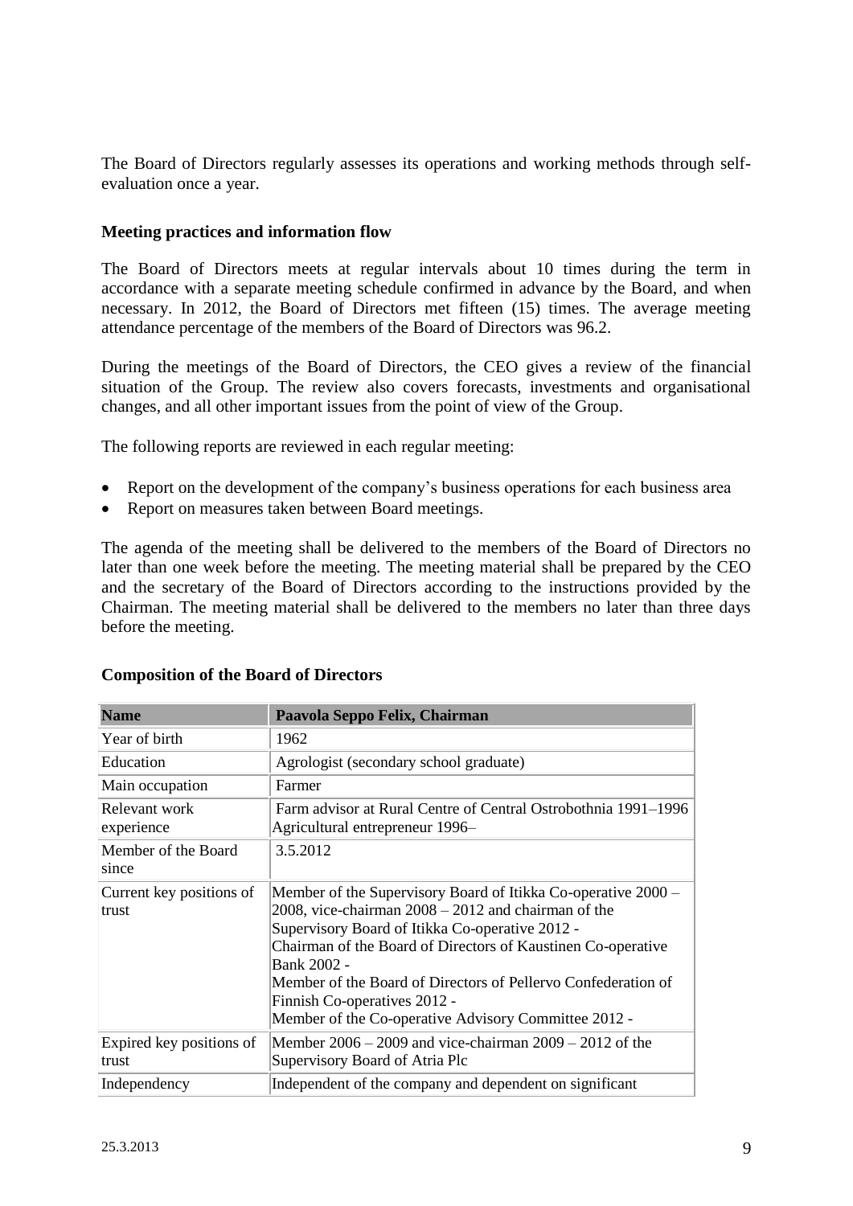The Board of Directors regularly assesses its operations and working methods through self-evaluation once a year.

### Meeting practices and information flow

The Board of Directors meets at regular intervals about 10 times during the term in accordance with a separate meeting schedule confirmed in advance by the Board, and when necessary. In 2012, the Board of Directors met fifteen (15) times. The average meeting attendance percentage of the members of the Board of Directors was 96.2.

During the meetings of the Board of Directors, the CEO gives a review of the financial situation of the Group. The review also covers forecasts, investments and organisational changes, and all other important issues from the point of view of the Group.

The following reports are reviewed in each regular meeting:

- Report on the development of the company's business operations for each business area
- Report on measures taken between Board meetings.

The agenda of the meeting shall be delivered to the members of the Board of Directors no later than one week before the meeting. The meeting material shall be prepared by the CEO and the secretary of the Board of Directors according to the instructions provided by the Chairman. The meeting material shall be delivered to the members no later than three days before the meeting.

### Composition of the Board of Directors

| Name | Paavola Seppo Felix, Chairman |
|---|---|
| Year of birth | 1962 |
| Education | Agrologist (secondary school graduate) |
| Main occupation | Farmer |
| Relevant work experience | Farm advisor at Rural Centre of Central Ostrobothnia 1991–1996<br>Agricultural entrepreneur 1996– |
| Member of the Board since | 3.5.2012 |
| Current key positions of trust | Member of the Supervisory Board of Itikka Co-operative 2000 – 2008, vice-chairman 2008 – 2012 and chairman of the Supervisory Board of Itikka Co-operative 2012 -<br>Chairman of the Board of Directors of Kaustinen Co-operative Bank 2002 -<br>Member of the Board of Directors of Pellervo Confederation of Finnish Co-operatives 2012 -<br>Member of the Co-operative Advisory Committee 2012 - |
| Expired key positions of trust | Member 2006 – 2009 and vice-chairman 2009 – 2012 of the Supervisory Board of Atria Plc |
| Independency | Independent of the company and dependent on significant |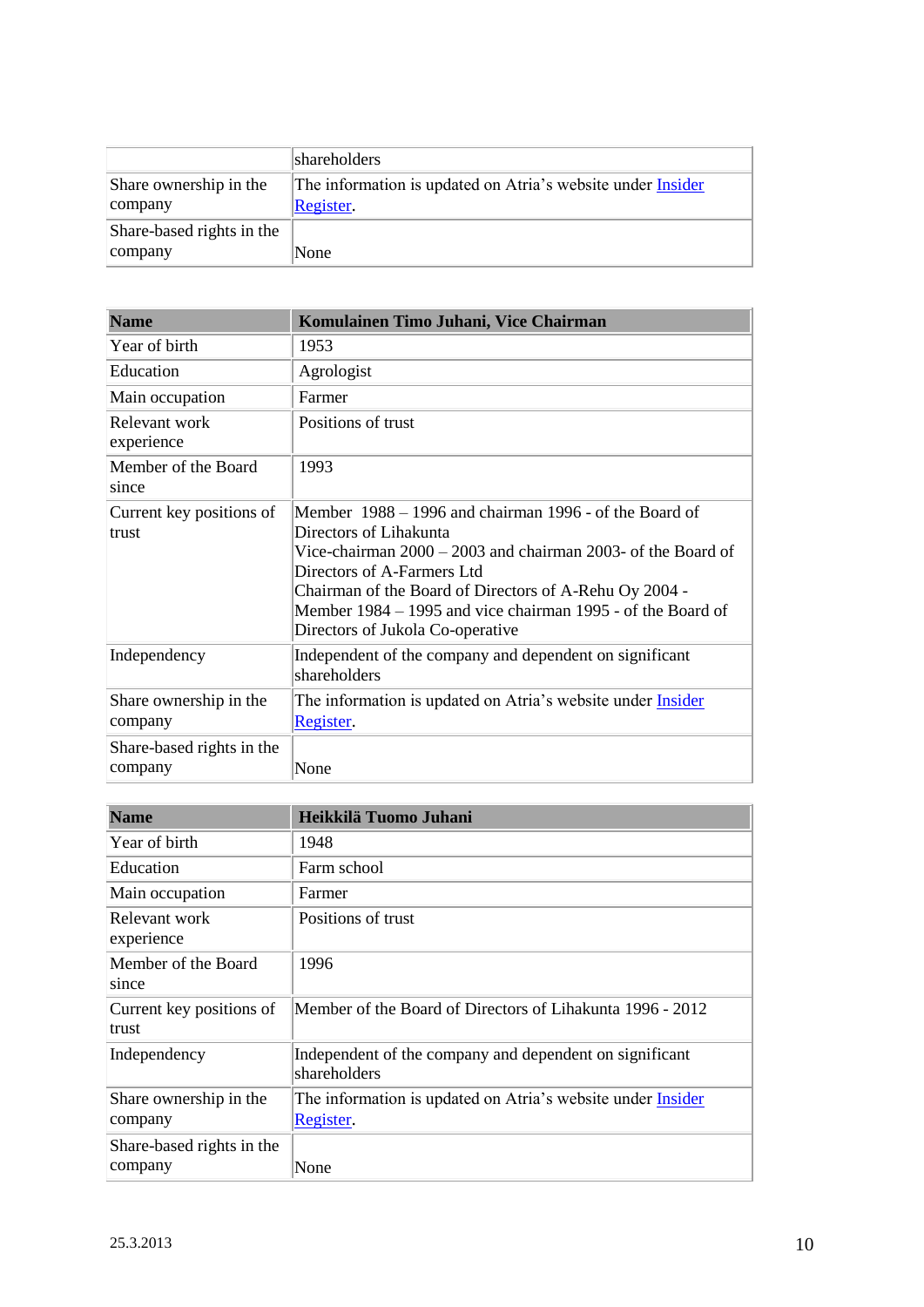|  |  |
|---|---|
|  | shareholders |
| Share ownership in the company | The information is updated on Atria's website under Insider Register. |
| Share-based rights in the company | None |

| Name | Komulainen Timo Juhani, Vice Chairman |
|---|---|
| Year of birth | 1953 |
| Education | Agrologist |
| Main occupation | Farmer |
| Relevant work experience | Positions of trust |
| Member of the Board since | 1993 |
| Current key positions of trust | Member 1988 – 1996 and chairman 1996 - of the Board of Directors of Lihakunta<br>Vice-chairman 2000 – 2003 and chairman 2003- of the Board of Directors of A-Farmers Ltd<br>Chairman of the Board of Directors of A-Rehu Oy 2004 -<br>Member 1984 – 1995 and vice chairman 1995 - of the Board of Directors of Jukola Co-operative |
| Independency | Independent of the company and dependent on significant shareholders |
| Share ownership in the company | The information is updated on Atria's website under Insider Register. |
| Share-based rights in the company | None |

| Name | Heikkilä Tuomo Juhani |
|---|---|
| Year of birth | 1948 |
| Education | Farm school |
| Main occupation | Farmer |
| Relevant work experience | Positions of trust |
| Member of the Board since | 1996 |
| Current key positions of trust | Member of the Board of Directors of Lihakunta 1996 - 2012 |
| Independency | Independent of the company and dependent on significant shareholders |
| Share ownership in the company | The information is updated on Atria's website under Insider Register. |
| Share-based rights in the company | None |

25.3.2013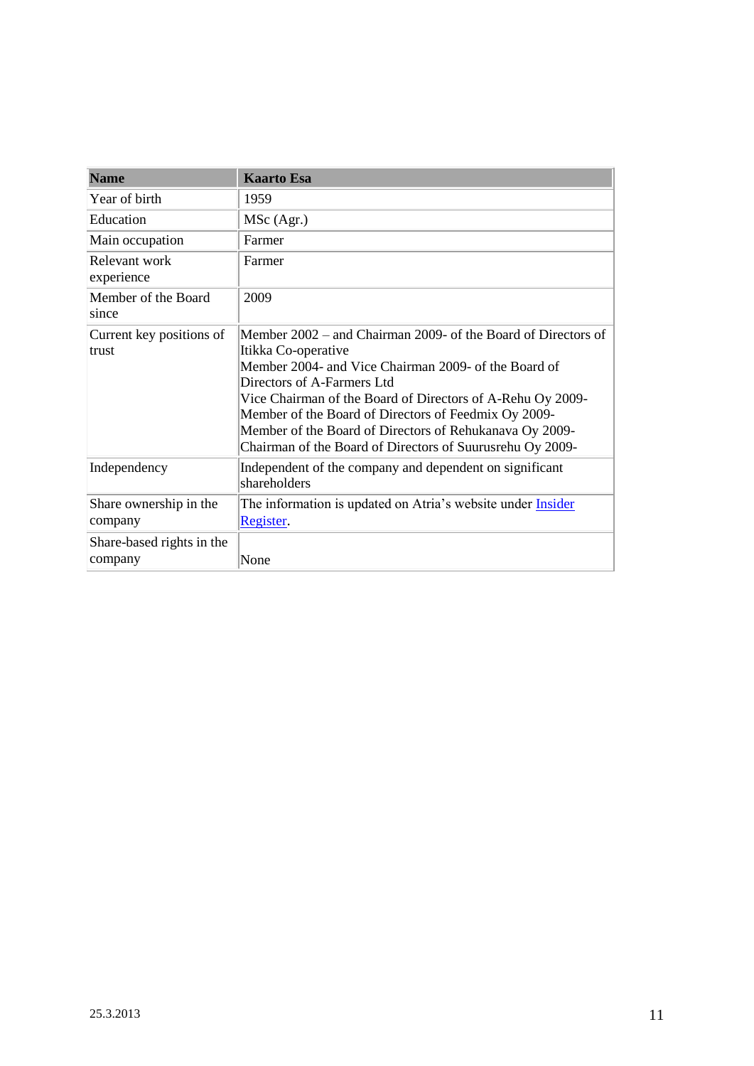| **Name** | **Kaarto Esa** |
|---|---|
| Year of birth | 1959 |
| Education | MSc (Agr.) |
| Main occupation | Farmer |
| Relevant work experience | Farmer |
| Member of the Board since | 2009 |
| Current key positions of trust | Member 2002 – and Chairman 2009- of the Board of Directors of Itikka Co-operative<br>Member 2004- and Vice Chairman 2009- of the Board of Directors of A-Farmers Ltd<br>Vice Chairman of the Board of Directors of A-Rehu Oy 2009-<br>Member of the Board of Directors of Feedmix Oy 2009-<br>Member of the Board of Directors of Rehukanava Oy 2009-<br>Chairman of the Board of Directors of Suurusrehu Oy 2009- |
| Independency | Independent of the company and dependent on significant shareholders |
| Share ownership in the company | The information is updated on Atria's website under Insider Register. |
| Share-based rights in the company | None |

25.3.2013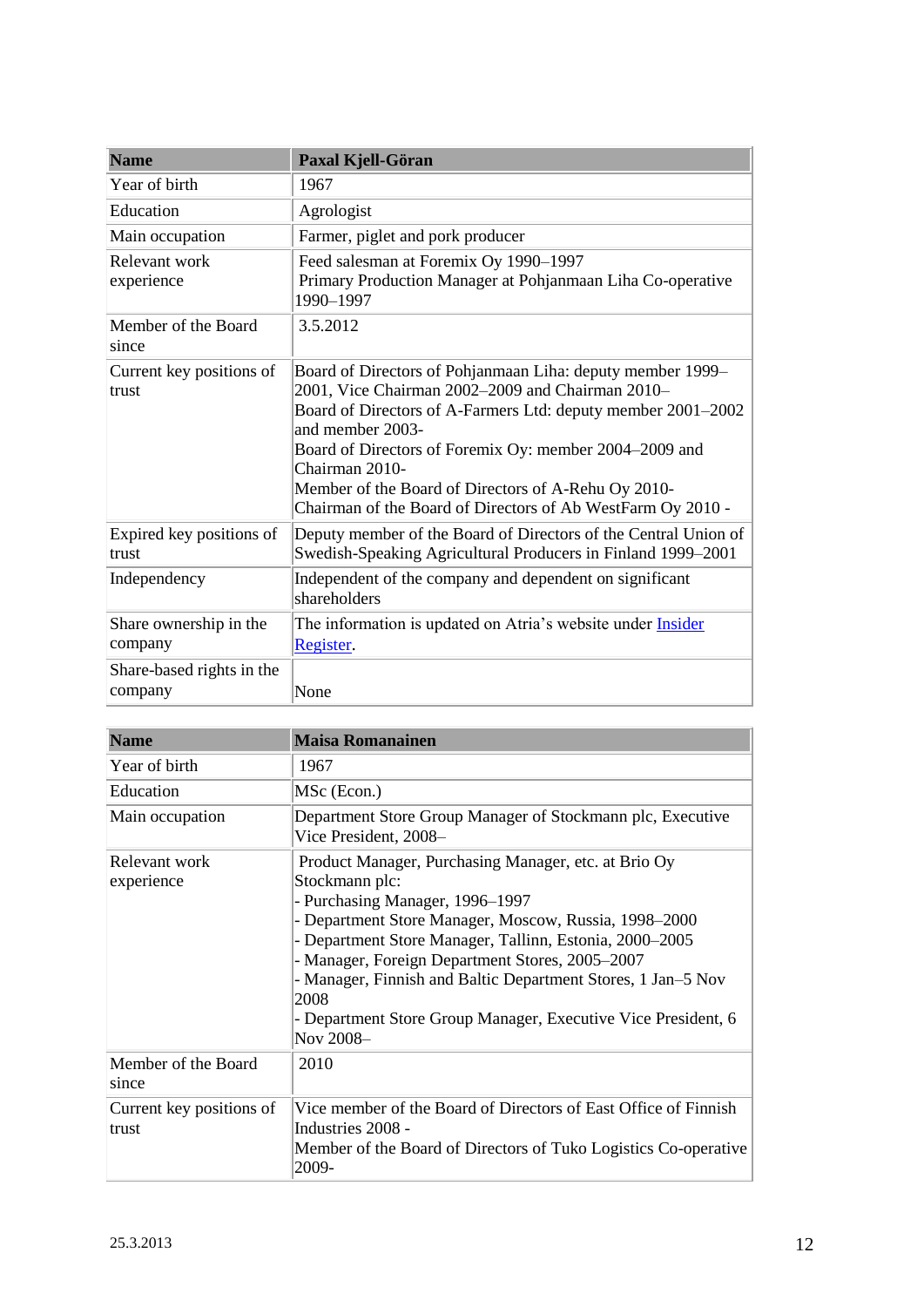| Name | Paxal Kjell-Göran |
|---|---|
| Year of birth | 1967 |
| Education | Agrologist |
| Main occupation | Farmer, piglet and pork producer |
| Relevant work experience | Feed salesman at Foremix Oy 1990–1997<br>Primary Production Manager at Pohjanmaan Liha Co-operative 1990–1997 |
| Member of the Board since | 3.5.2012 |
| Current key positions of trust | Board of Directors of Pohjanmaan Liha: deputy member 1999–2001, Vice Chairman 2002–2009 and Chairman 2010–<br>Board of Directors of A-Farmers Ltd: deputy member 2001–2002 and member 2003-<br>Board of Directors of Foremix Oy: member 2004–2009 and Chairman 2010-<br>Member of the Board of Directors of A-Rehu Oy 2010-<br>Chairman of the Board of Directors of Ab WestFarm Oy 2010 - |
| Expired key positions of trust | Deputy member of the Board of Directors of the Central Union of Swedish-Speaking Agricultural Producers in Finland 1999–2001 |
| Independency | Independent of the company and dependent on significant shareholders |
| Share ownership in the company | The information is updated on Atria's website under Insider Register. |
| Share-based rights in the company | None |

| Name | Maisa Romanainen |
|---|---|
| Year of birth | 1967 |
| Education | MSc (Econ.) |
| Main occupation | Department Store Group Manager of Stockmann plc, Executive Vice President, 2008– |
| Relevant work experience | Product Manager, Purchasing Manager, etc. at Brio Oy<br>Stockmann plc:<br>- Purchasing Manager, 1996–1997<br>- Department Store Manager, Moscow, Russia, 1998–2000<br>- Department Store Manager, Tallinn, Estonia, 2000–2005<br>- Manager, Foreign Department Stores, 2005–2007<br>- Manager, Finnish and Baltic Department Stores, 1 Jan–5 Nov 2008<br>- Department Store Group Manager, Executive Vice President, 6 Nov 2008– |
| Member of the Board since | 2010 |
| Current key positions of trust | Vice member of the Board of Directors of East Office of Finnish Industries 2008 -<br>Member of the Board of Directors of Tuko Logistics Co-operative 2009- |

25.3.2013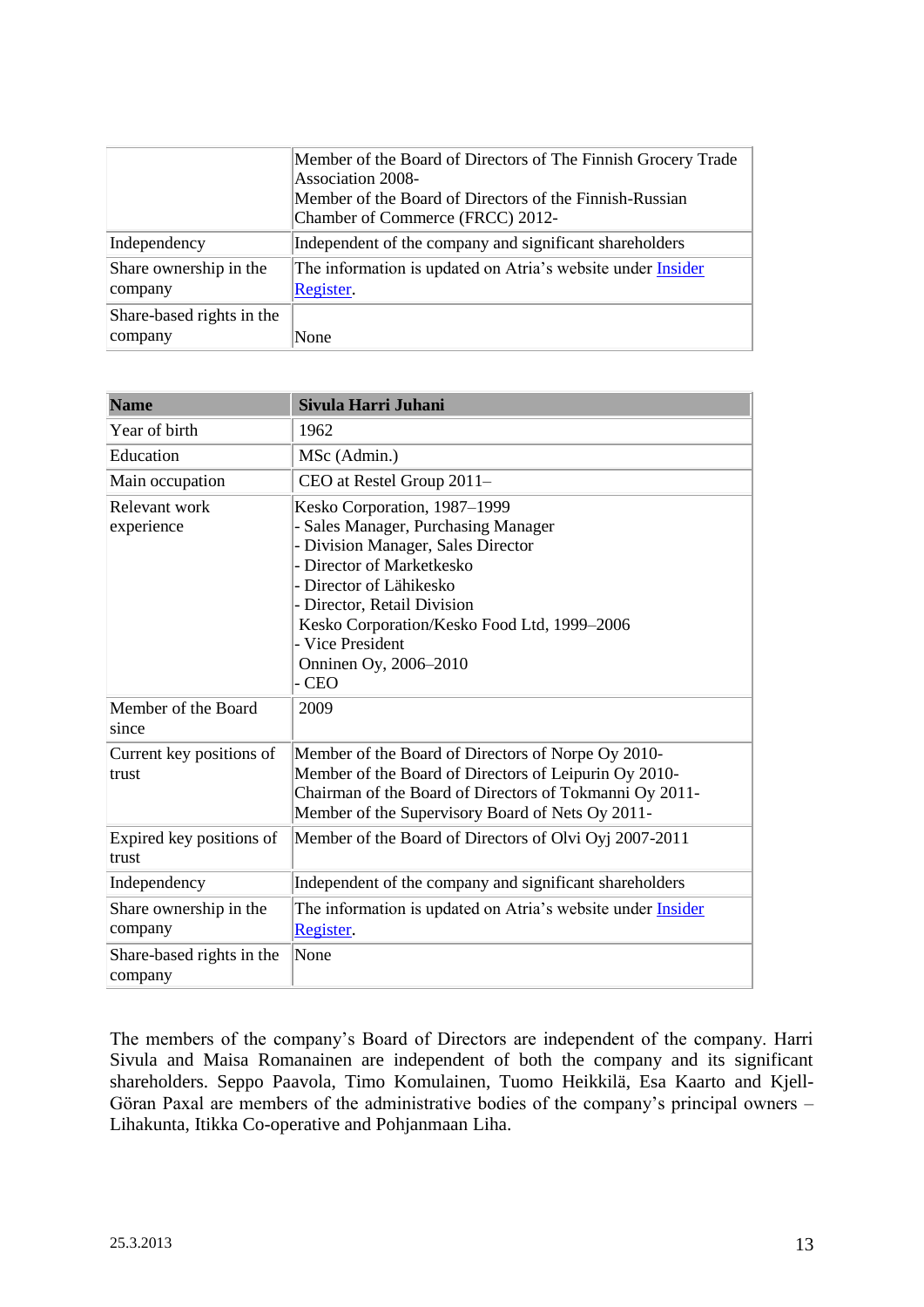| | |
|---|---|
| | Member of the Board of Directors of The Finnish Grocery Trade Association 2008-<br>Member of the Board of Directors of the Finnish-Russian Chamber of Commerce (FRCC) 2012- |
| Independency | Independent of the company and significant shareholders |
| Share ownership in the company | The information is updated on Atria's website under Insider Register. |
| Share-based rights in the company | None |

| **Name** | **Sivula Harri Juhani** |
|---|---|
| Year of birth | 1962 |
| Education | MSc (Admin.) |
| Main occupation | CEO at Restel Group 2011– |
| Relevant work experience | Kesko Corporation, 1987–1999<br>- Sales Manager, Purchasing Manager<br>- Division Manager, Sales Director<br>- Director of Marketkesko<br>- Director of Lähikesko<br>- Director, Retail Division<br>Kesko Corporation/Kesko Food Ltd, 1999–2006<br>- Vice President<br>Onninen Oy, 2006–2010<br>- CEO |
| Member of the Board since | 2009 |
| Current key positions of trust | Member of the Board of Directors of Norpe Oy 2010-<br>Member of the Board of Directors of Leipurin Oy 2010-<br>Chairman of the Board of Directors of Tokmanni Oy 2011-<br>Member of the Supervisory Board of Nets Oy 2011- |
| Expired key positions of trust | Member of the Board of Directors of Olvi Oyj 2007-2011 |
| Independency | Independent of the company and significant shareholders |
| Share ownership in the company | The information is updated on Atria's website under Insider Register. |
| Share-based rights in the company | None |

The members of the company's Board of Directors are independent of the company. Harri Sivula and Maisa Romanainen are independent of both the company and its significant shareholders. Seppo Paavola, Timo Komulainen, Tuomo Heikkilä, Esa Kaarto and Kjell-Göran Paxal are members of the administrative bodies of the company's principal owners – Lihakunta, Itikka Co-operative and Pohjanmaan Liha.

25.3.2013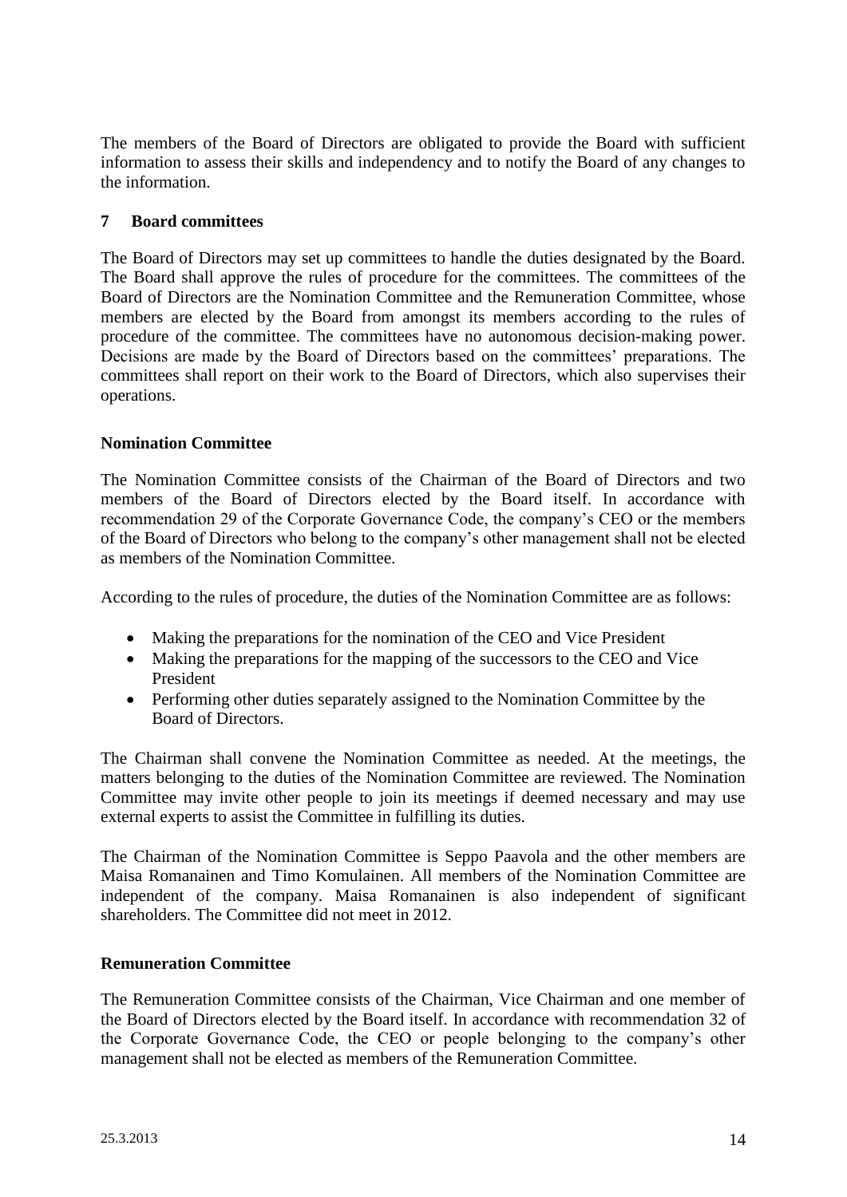The members of the Board of Directors are obligated to provide the Board with sufficient information to assess their skills and independency and to notify the Board of any changes to the information.

## 7 Board committees

The Board of Directors may set up committees to handle the duties designated by the Board. The Board shall approve the rules of procedure for the committees. The committees of the Board of Directors are the Nomination Committee and the Remuneration Committee, whose members are elected by the Board from amongst its members according to the rules of procedure of the committee. The committees have no autonomous decision-making power. Decisions are made by the Board of Directors based on the committees' preparations. The committees shall report on their work to the Board of Directors, which also supervises their operations.

### Nomination Committee

The Nomination Committee consists of the Chairman of the Board of Directors and two members of the Board of Directors elected by the Board itself. In accordance with recommendation 29 of the Corporate Governance Code, the company's CEO or the members of the Board of Directors who belong to the company's other management shall not be elected as members of the Nomination Committee.

According to the rules of procedure, the duties of the Nomination Committee are as follows:

- Making the preparations for the nomination of the CEO and Vice President
- Making the preparations for the mapping of the successors to the CEO and Vice President
- Performing other duties separately assigned to the Nomination Committee by the Board of Directors.

The Chairman shall convene the Nomination Committee as needed. At the meetings, the matters belonging to the duties of the Nomination Committee are reviewed. The Nomination Committee may invite other people to join its meetings if deemed necessary and may use external experts to assist the Committee in fulfilling its duties.

The Chairman of the Nomination Committee is Seppo Paavola and the other members are Maisa Romanainen and Timo Komulainen. All members of the Nomination Committee are independent of the company. Maisa Romanainen is also independent of significant shareholders. The Committee did not meet in 2012.

### Remuneration Committee

The Remuneration Committee consists of the Chairman, Vice Chairman and one member of the Board of Directors elected by the Board itself. In accordance with recommendation 32 of the Corporate Governance Code, the CEO or people belonging to the company's other management shall not be elected as members of the Remuneration Committee.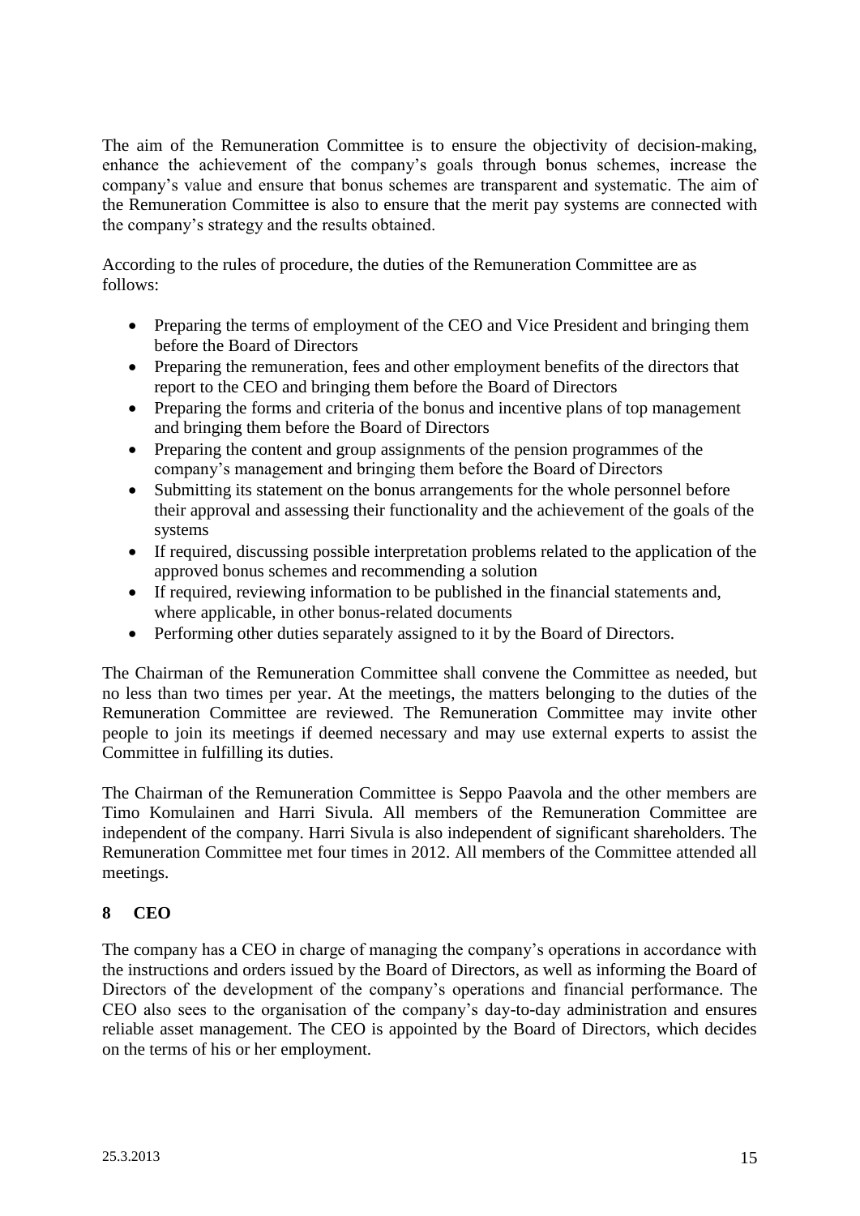The aim of the Remuneration Committee is to ensure the objectivity of decision-making, enhance the achievement of the company's goals through bonus schemes, increase the company's value and ensure that bonus schemes are transparent and systematic. The aim of the Remuneration Committee is also to ensure that the merit pay systems are connected with the company's strategy and the results obtained.

According to the rules of procedure, the duties of the Remuneration Committee are as follows:

- Preparing the terms of employment of the CEO and Vice President and bringing them before the Board of Directors
- Preparing the remuneration, fees and other employment benefits of the directors that report to the CEO and bringing them before the Board of Directors
- Preparing the forms and criteria of the bonus and incentive plans of top management and bringing them before the Board of Directors
- Preparing the content and group assignments of the pension programmes of the company's management and bringing them before the Board of Directors
- Submitting its statement on the bonus arrangements for the whole personnel before their approval and assessing their functionality and the achievement of the goals of the systems
- If required, discussing possible interpretation problems related to the application of the approved bonus schemes and recommending a solution
- If required, reviewing information to be published in the financial statements and, where applicable, in other bonus-related documents
- Performing other duties separately assigned to it by the Board of Directors.

The Chairman of the Remuneration Committee shall convene the Committee as needed, but no less than two times per year. At the meetings, the matters belonging to the duties of the Remuneration Committee are reviewed. The Remuneration Committee may invite other people to join its meetings if deemed necessary and may use external experts to assist the Committee in fulfilling its duties.

The Chairman of the Remuneration Committee is Seppo Paavola and the other members are Timo Komulainen and Harri Sivula. All members of the Remuneration Committee are independent of the company. Harri Sivula is also independent of significant shareholders. The Remuneration Committee met four times in 2012. All members of the Committee attended all meetings.

## 8 CEO

The company has a CEO in charge of managing the company's operations in accordance with the instructions and orders issued by the Board of Directors, as well as informing the Board of Directors of the development of the company's operations and financial performance. The CEO also sees to the organisation of the company's day-to-day administration and ensures reliable asset management. The CEO is appointed by the Board of Directors, which decides on the terms of his or her employment.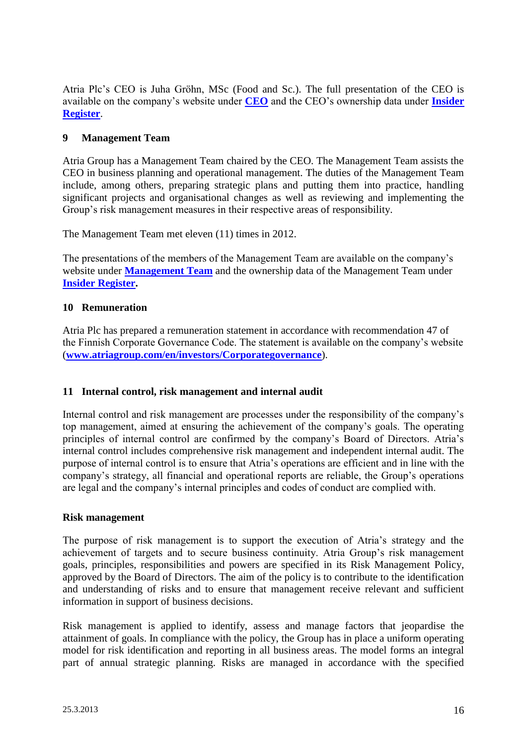Atria Plc's CEO is Juha Gröhn, MSc (Food and Sc.). The full presentation of the CEO is available on the company's website under **CEO** and the CEO's ownership data under **Insider Register**.

## 9 Management Team

Atria Group has a Management Team chaired by the CEO. The Management Team assists the CEO in business planning and operational management. The duties of the Management Team include, among others, preparing strategic plans and putting them into practice, handling significant projects and organisational changes as well as reviewing and implementing the Group's risk management measures in their respective areas of responsibility.

The Management Team met eleven (11) times in 2012.

The presentations of the members of the Management Team are available on the company's website under **Management Team** and the ownership data of the Management Team under **Insider Register.**

## 10 Remuneration

Atria Plc has prepared a remuneration statement in accordance with recommendation 47 of the Finnish Corporate Governance Code. The statement is available on the company's website (**www.atriagroup.com/en/investors/Corporategovernance**).

## 11 Internal control, risk management and internal audit

Internal control and risk management are processes under the responsibility of the company's top management, aimed at ensuring the achievement of the company's goals. The operating principles of internal control are confirmed by the company's Board of Directors. Atria's internal control includes comprehensive risk management and independent internal audit. The purpose of internal control is to ensure that Atria's operations are efficient and in line with the company's strategy, all financial and operational reports are reliable, the Group's operations are legal and the company's internal principles and codes of conduct are complied with.

### Risk management

The purpose of risk management is to support the execution of Atria's strategy and the achievement of targets and to secure business continuity. Atria Group's risk management goals, principles, responsibilities and powers are specified in its Risk Management Policy, approved by the Board of Directors. The aim of the policy is to contribute to the identification and understanding of risks and to ensure that management receive relevant and sufficient information in support of business decisions.

Risk management is applied to identify, assess and manage factors that jeopardise the attainment of goals. In compliance with the policy, the Group has in place a uniform operating model for risk identification and reporting in all business areas. The model forms an integral part of annual strategic planning. Risks are managed in accordance with the specified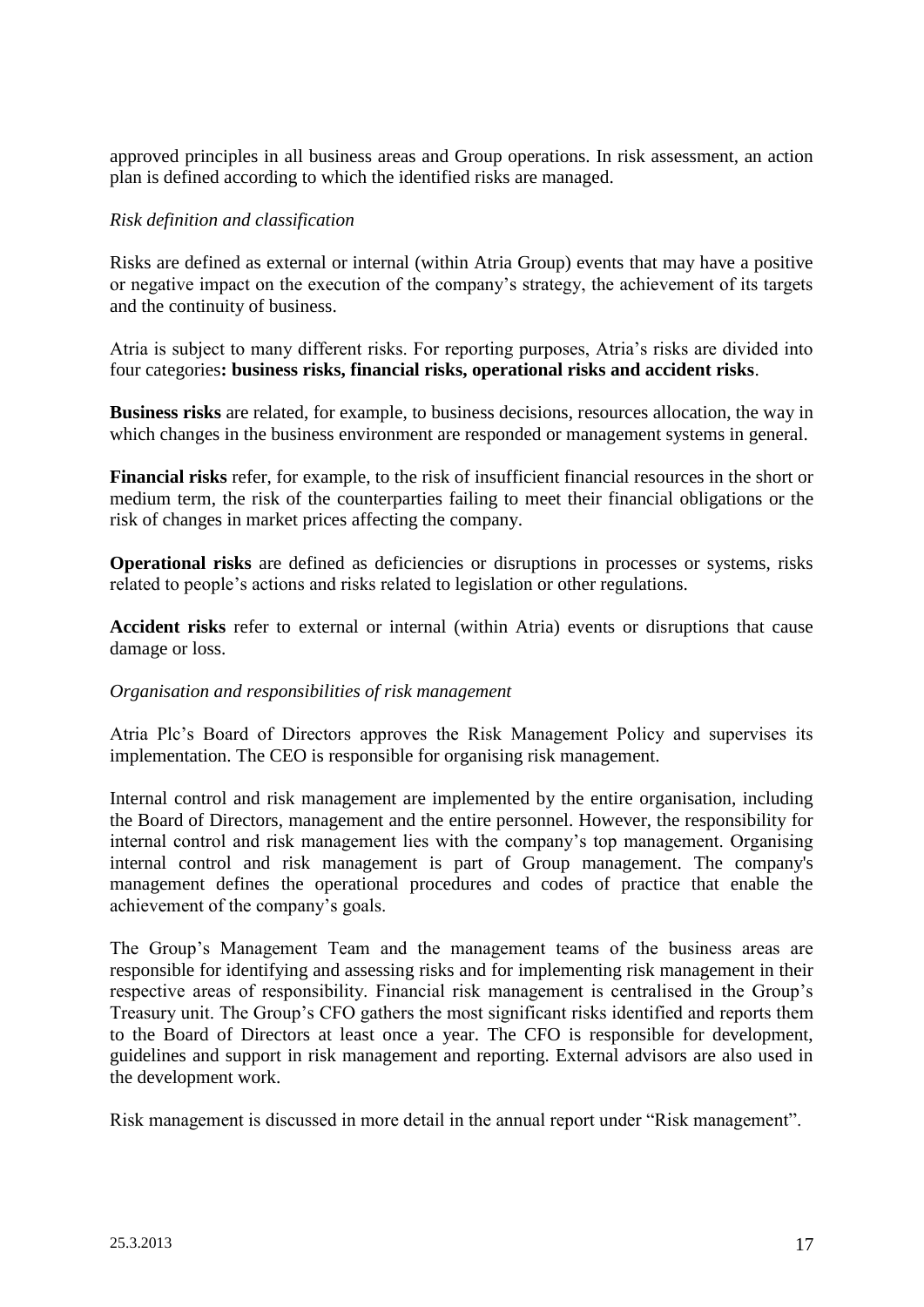approved principles in all business areas and Group operations. In risk assessment, an action plan is defined according to which the identified risks are managed.

*Risk definition and classification*

Risks are defined as external or internal (within Atria Group) events that may have a positive or negative impact on the execution of the company's strategy, the achievement of its targets and the continuity of business.

Atria is subject to many different risks. For reporting purposes, Atria's risks are divided into four categories**: business risks, financial risks, operational risks and accident risks**.

**Business risks** are related, for example, to business decisions, resources allocation, the way in which changes in the business environment are responded or management systems in general.

**Financial risks** refer, for example, to the risk of insufficient financial resources in the short or medium term, the risk of the counterparties failing to meet their financial obligations or the risk of changes in market prices affecting the company.

**Operational risks** are defined as deficiencies or disruptions in processes or systems, risks related to people's actions and risks related to legislation or other regulations.

**Accident risks** refer to external or internal (within Atria) events or disruptions that cause damage or loss.

*Organisation and responsibilities of risk management*

Atria Plc's Board of Directors approves the Risk Management Policy and supervises its implementation. The CEO is responsible for organising risk management.

Internal control and risk management are implemented by the entire organisation, including the Board of Directors, management and the entire personnel. However, the responsibility for internal control and risk management lies with the company's top management. Organising internal control and risk management is part of Group management. The company's management defines the operational procedures and codes of practice that enable the achievement of the company's goals.

The Group's Management Team and the management teams of the business areas are responsible for identifying and assessing risks and for implementing risk management in their respective areas of responsibility. Financial risk management is centralised in the Group's Treasury unit. The Group's CFO gathers the most significant risks identified and reports them to the Board of Directors at least once a year. The CFO is responsible for development, guidelines and support in risk management and reporting. External advisors are also used in the development work.

Risk management is discussed in more detail in the annual report under "Risk management".

25.3.2013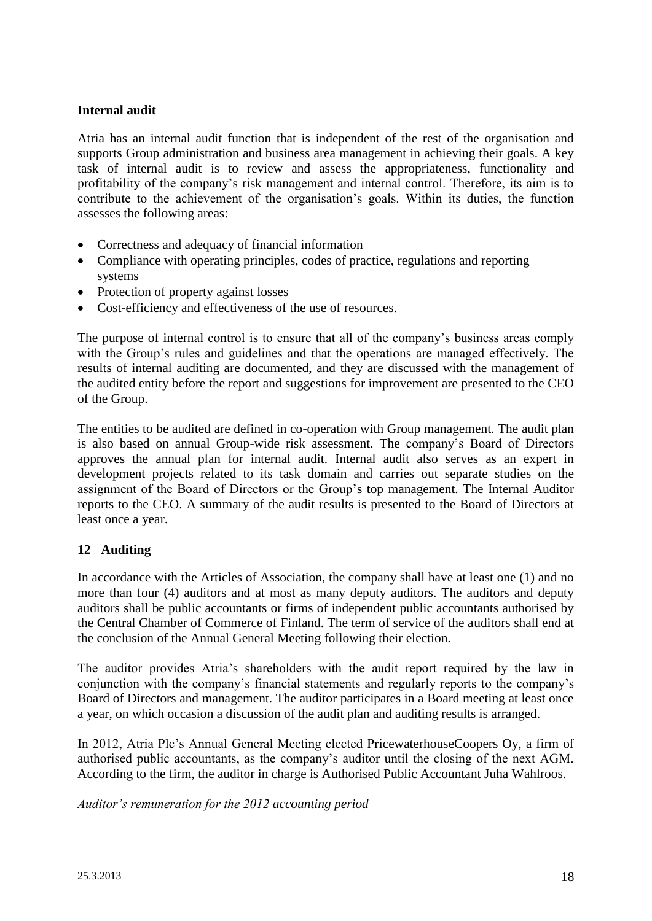### Internal audit

Atria has an internal audit function that is independent of the rest of the organisation and supports Group administration and business area management in achieving their goals. A key task of internal audit is to review and assess the appropriateness, functionality and profitability of the company's risk management and internal control. Therefore, its aim is to contribute to the achievement of the organisation's goals. Within its duties, the function assesses the following areas:

- Correctness and adequacy of financial information
- Compliance with operating principles, codes of practice, regulations and reporting systems
- Protection of property against losses
- Cost-efficiency and effectiveness of the use of resources.

The purpose of internal control is to ensure that all of the company's business areas comply with the Group's rules and guidelines and that the operations are managed effectively. The results of internal auditing are documented, and they are discussed with the management of the audited entity before the report and suggestions for improvement are presented to the CEO of the Group.

The entities to be audited are defined in co-operation with Group management. The audit plan is also based on annual Group-wide risk assessment. The company's Board of Directors approves the annual plan for internal audit. Internal audit also serves as an expert in development projects related to its task domain and carries out separate studies on the assignment of the Board of Directors or the Group's top management. The Internal Auditor reports to the CEO. A summary of the audit results is presented to the Board of Directors at least once a year.

## 12 Auditing

In accordance with the Articles of Association, the company shall have at least one (1) and no more than four (4) auditors and at most as many deputy auditors. The auditors and deputy auditors shall be public accountants or firms of independent public accountants authorised by the Central Chamber of Commerce of Finland. The term of service of the auditors shall end at the conclusion of the Annual General Meeting following their election.

The auditor provides Atria's shareholders with the audit report required by the law in conjunction with the company's financial statements and regularly reports to the company's Board of Directors and management. The auditor participates in a Board meeting at least once a year, on which occasion a discussion of the audit plan and auditing results is arranged.

In 2012, Atria Plc's Annual General Meeting elected PricewaterhouseCoopers Oy, a firm of authorised public accountants, as the company's auditor until the closing of the next AGM. According to the firm, the auditor in charge is Authorised Public Accountant Juha Wahlroos.

*Auditor's remuneration for the 2012 accounting period*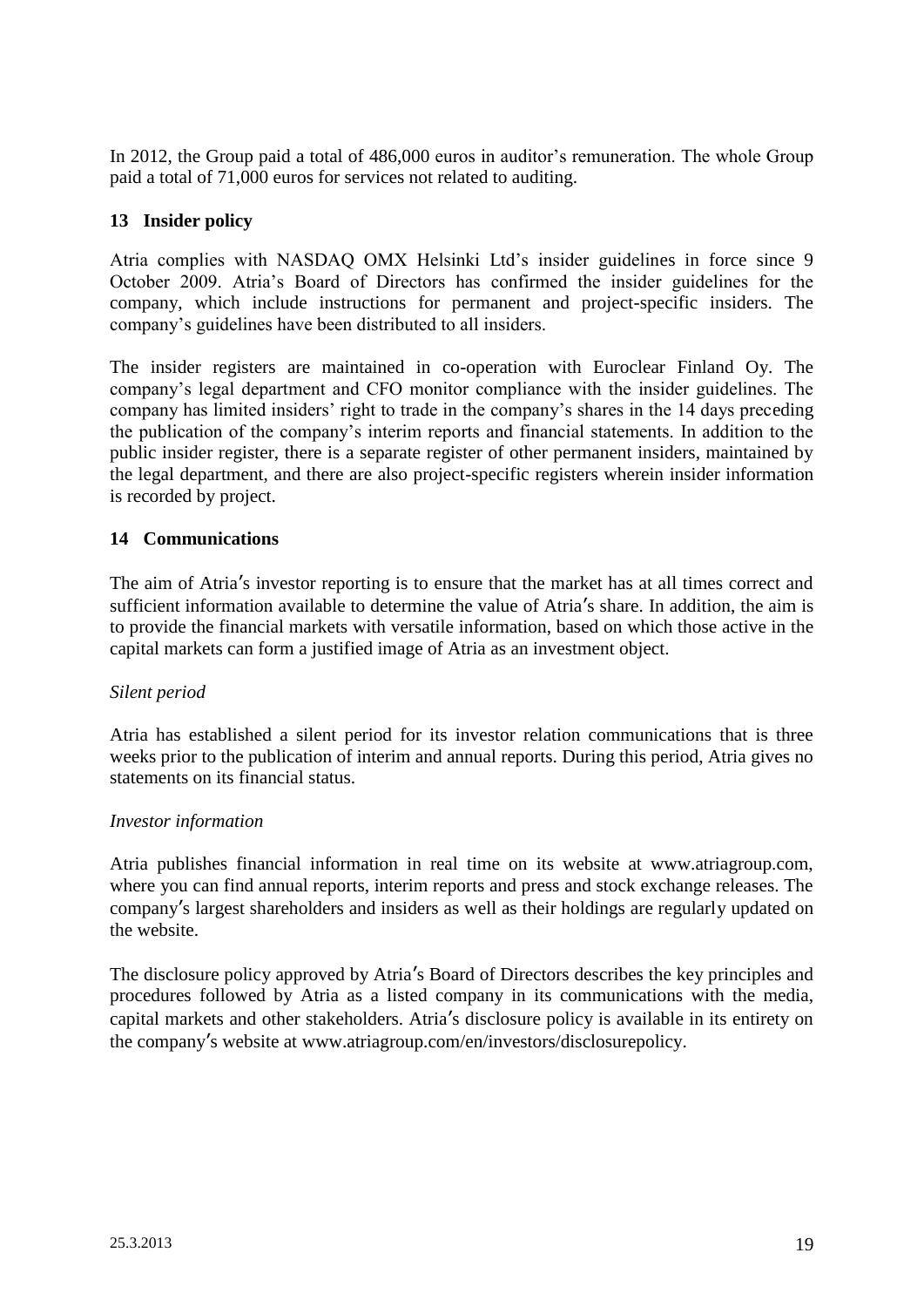In 2012, the Group paid a total of 486,000 euros in auditor’s remuneration. The whole Group paid a total of 71,000 euros for services not related to auditing.

## 13 Insider policy

Atria complies with NASDAQ OMX Helsinki Ltd’s insider guidelines in force since 9 October 2009. Atria’s Board of Directors has confirmed the insider guidelines for the company, which include instructions for permanent and project-specific insiders. The company’s guidelines have been distributed to all insiders.

The insider registers are maintained in co-operation with Euroclear Finland Oy. The company’s legal department and CFO monitor compliance with the insider guidelines. The company has limited insiders’ right to trade in the company’s shares in the 14 days preceding the publication of the company’s interim reports and financial statements. In addition to the public insider register, there is a separate register of other permanent insiders, maintained by the legal department, and there are also project-specific registers wherein insider information is recorded by project.

## 14 Communications

The aim of Atria′s investor reporting is to ensure that the market has at all times correct and sufficient information available to determine the value of Atria′s share. In addition, the aim is to provide the financial markets with versatile information, based on which those active in the capital markets can form a justified image of Atria as an investment object.

*Silent period*

Atria has established a silent period for its investor relation communications that is three weeks prior to the publication of interim and annual reports. During this period, Atria gives no statements on its financial status.

*Investor information*

Atria publishes financial information in real time on its website at www.atriagroup.com, where you can find annual reports, interim reports and press and stock exchange releases. The company′s largest shareholders and insiders as well as their holdings are regularly updated on the website.

The disclosure policy approved by Atria′s Board of Directors describes the key principles and procedures followed by Atria as a listed company in its communications with the media, capital markets and other stakeholders. Atria′s disclosure policy is available in its entirety on the company′s website at www.atriagroup.com/en/investors/disclosurepolicy.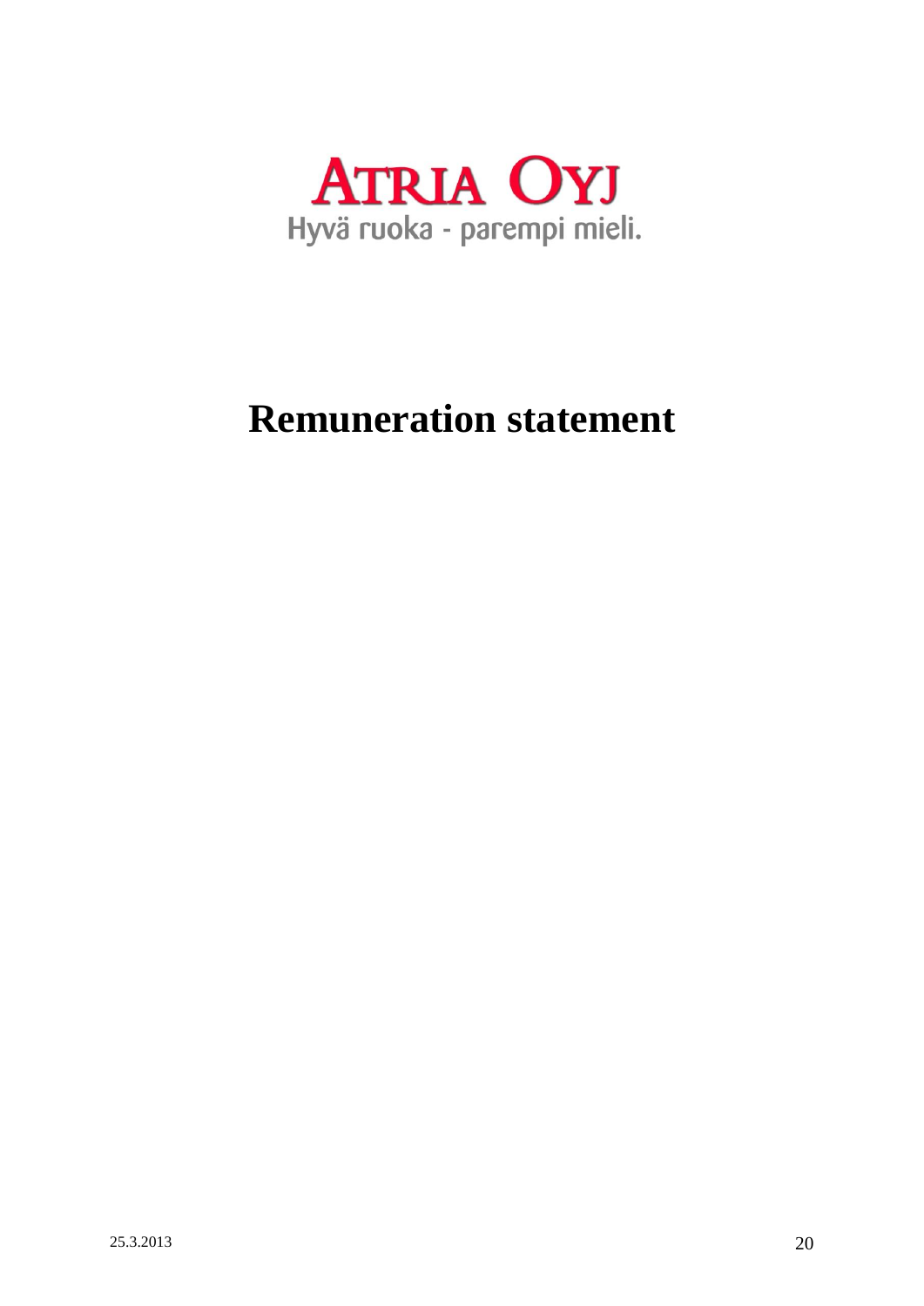**ATRIA OYJ**
Hyvä ruoka - parempi mieli.

# Remuneration statement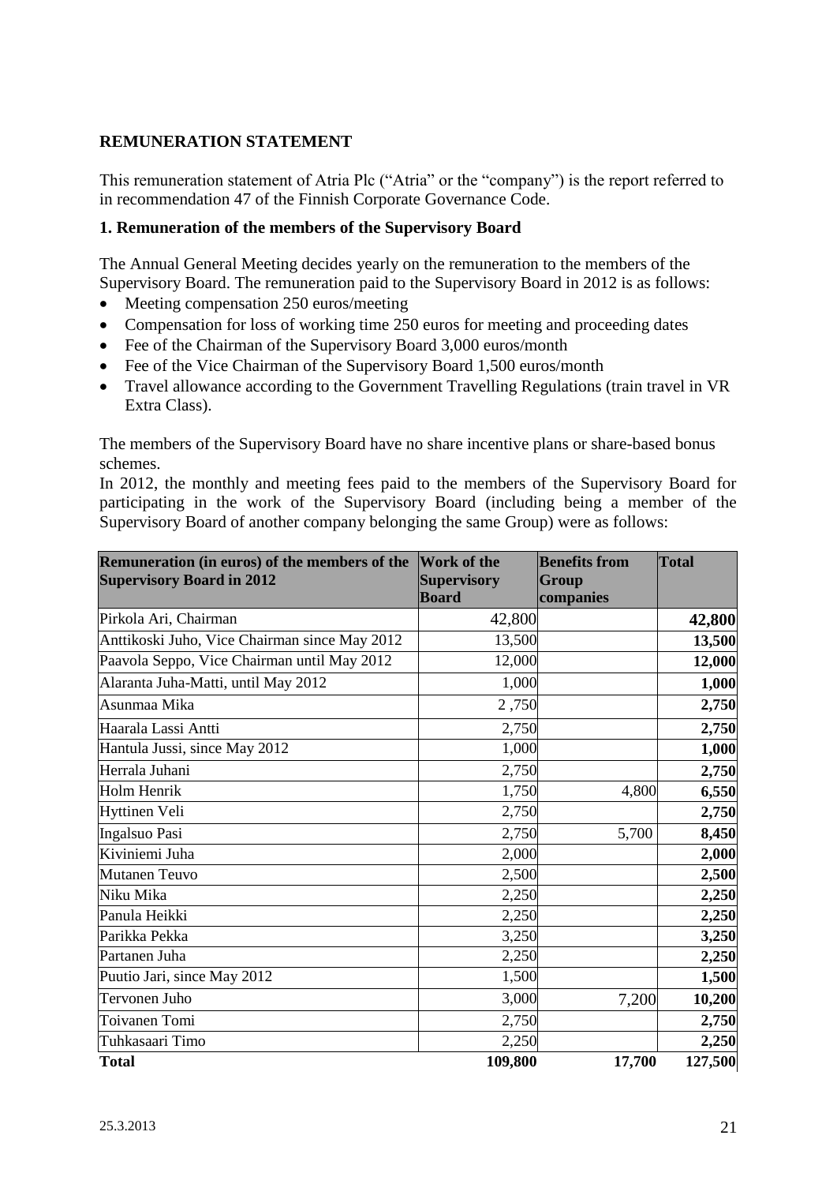## REMUNERATION STATEMENT

This remuneration statement of Atria Plc ("Atria" or the "company") is the report referred to in recommendation 47 of the Finnish Corporate Governance Code.

### 1. Remuneration of the members of the Supervisory Board

The Annual General Meeting decides yearly on the remuneration to the members of the Supervisory Board. The remuneration paid to the Supervisory Board in 2012 is as follows:

- Meeting compensation 250 euros/meeting
- Compensation for loss of working time 250 euros for meeting and proceeding dates
- Fee of the Chairman of the Supervisory Board 3,000 euros/month
- Fee of the Vice Chairman of the Supervisory Board 1,500 euros/month
- Travel allowance according to the Government Travelling Regulations (train travel in VR Extra Class).

The members of the Supervisory Board have no share incentive plans or share-based bonus schemes.

In 2012, the monthly and meeting fees paid to the members of the Supervisory Board for participating in the work of the Supervisory Board (including being a member of the Supervisory Board of another company belonging the same Group) were as follows:

| Remuneration (in euros) of the members of the Supervisory Board in 2012 | Work of the Supervisory Board | Benefits from Group companies | Total |
|---|---|---|---|
| Pirkola Ari, Chairman | 42,800 | | **42,800** |
| Anttikoski Juho, Vice Chairman since May 2012 | 13,500 | | **13,500** |
| Paavola Seppo, Vice Chairman until May 2012 | 12,000 | | **12,000** |
| Alaranta Juha-Matti, until May 2012 | 1,000 | | **1,000** |
| Asunmaa Mika | 2 ,750 | | **2,750** |
| Haarala Lassi Antti | 2,750 | | **2,750** |
| Hantula Jussi, since May 2012 | 1,000 | | **1,000** |
| Herrala Juhani | 2,750 | | **2,750** |
| Holm Henrik | 1,750 | 4,800 | **6,550** |
| Hyttinen Veli | 2,750 | | **2,750** |
| Ingalsuo Pasi | 2,750 | 5,700 | **8,450** |
| Kiviniemi Juha | 2,000 | | **2,000** |
| Mutanen Teuvo | 2,500 | | **2,500** |
| Niku Mika | 2,250 | | **2,250** |
| Panula Heikki | 2,250 | | **2,250** |
| Parikka Pekka | 3,250 | | **3,250** |
| Partanen Juha | 2,250 | | **2,250** |
| Puutio Jari, since May 2012 | 1,500 | | **1,500** |
| Tervonen Juho | 3,000 | 7,200 | **10,200** |
| Toivanen Tomi | 2,750 | | **2,750** |
| Tuhkasaari Timo | 2,250 | | **2,250** |
| **Total** | **109,800** | **17,700** | **127,500** |

25.3.2013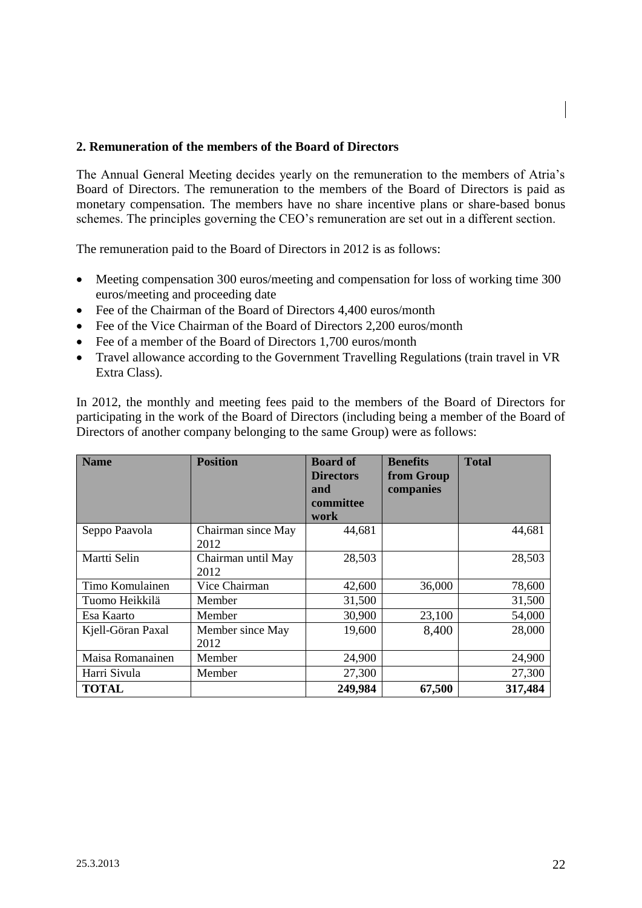## 2. Remuneration of the members of the Board of Directors

The Annual General Meeting decides yearly on the remuneration to the members of Atria's Board of Directors. The remuneration to the members of the Board of Directors is paid as monetary compensation. The members have no share incentive plans or share-based bonus schemes. The principles governing the CEO's remuneration are set out in a different section.

The remuneration paid to the Board of Directors in 2012 is as follows:

- Meeting compensation 300 euros/meeting and compensation for loss of working time 300 euros/meeting and proceeding date
- Fee of the Chairman of the Board of Directors 4,400 euros/month
- Fee of the Vice Chairman of the Board of Directors 2,200 euros/month
- Fee of a member of the Board of Directors 1,700 euros/month
- Travel allowance according to the Government Travelling Regulations (train travel in VR Extra Class).

In 2012, the monthly and meeting fees paid to the members of the Board of Directors for participating in the work of the Board of Directors (including being a member of the Board of Directors of another company belonging to the same Group) were as follows:

| Name | Position | Board of Directors and committee work | Benefits from Group companies | Total |
|---|---|---|---|---|
| Seppo Paavola | Chairman since May 2012 | 44,681 | | 44,681 |
| Martti Selin | Chairman until May 2012 | 28,503 | | 28,503 |
| Timo Komulainen | Vice Chairman | 42,600 | 36,000 | 78,600 |
| Tuomo Heikkilä | Member | 31,500 | | 31,500 |
| Esa Kaarto | Member | 30,900 | 23,100 | 54,000 |
| Kjell-Göran Paxal | Member since May 2012 | 19,600 | 8,400 | 28,000 |
| Maisa Romanainen | Member | 24,900 | | 24,900 |
| Harri Sivula | Member | 27,300 | | 27,300 |
| **TOTAL** | | **249,984** | **67,500** | **317,484** |

25.3.2013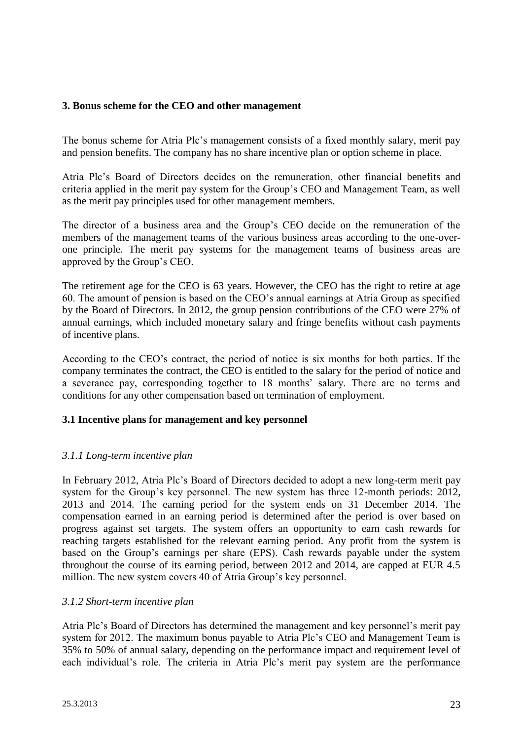## 3. Bonus scheme for the CEO and other management

The bonus scheme for Atria Plc's management consists of a fixed monthly salary, merit pay and pension benefits. The company has no share incentive plan or option scheme in place.

Atria Plc's Board of Directors decides on the remuneration, other financial benefits and criteria applied in the merit pay system for the Group's CEO and Management Team, as well as the merit pay principles used for other management members.

The director of a business area and the Group's CEO decide on the remuneration of the members of the management teams of the various business areas according to the one-over-one principle. The merit pay systems for the management teams of business areas are approved by the Group's CEO.

The retirement age for the CEO is 63 years. However, the CEO has the right to retire at age 60. The amount of pension is based on the CEO's annual earnings at Atria Group as specified by the Board of Directors. In 2012, the group pension contributions of the CEO were 27% of annual earnings, which included monetary salary and fringe benefits without cash payments of incentive plans.

According to the CEO's contract, the period of notice is six months for both parties. If the company terminates the contract, the CEO is entitled to the salary for the period of notice and a severance pay, corresponding together to 18 months' salary. There are no terms and conditions for any other compensation based on termination of employment.

### 3.1 Incentive plans for management and key personnel

#### *3.1.1 Long-term incentive plan*

In February 2012, Atria Plc's Board of Directors decided to adopt a new long-term merit pay system for the Group's key personnel. The new system has three 12-month periods: 2012, 2013 and 2014. The earning period for the system ends on 31 December 2014. The compensation earned in an earning period is determined after the period is over based on progress against set targets. The system offers an opportunity to earn cash rewards for reaching targets established for the relevant earning period. Any profit from the system is based on the Group's earnings per share (EPS). Cash rewards payable under the system throughout the course of its earning period, between 2012 and 2014, are capped at EUR 4.5 million. The new system covers 40 of Atria Group's key personnel.

#### *3.1.2 Short-term incentive plan*

Atria Plc's Board of Directors has determined the management and key personnel's merit pay system for 2012. The maximum bonus payable to Atria Plc's CEO and Management Team is 35% to 50% of annual salary, depending on the performance impact and requirement level of each individual's role. The criteria in Atria Plc's merit pay system are the performance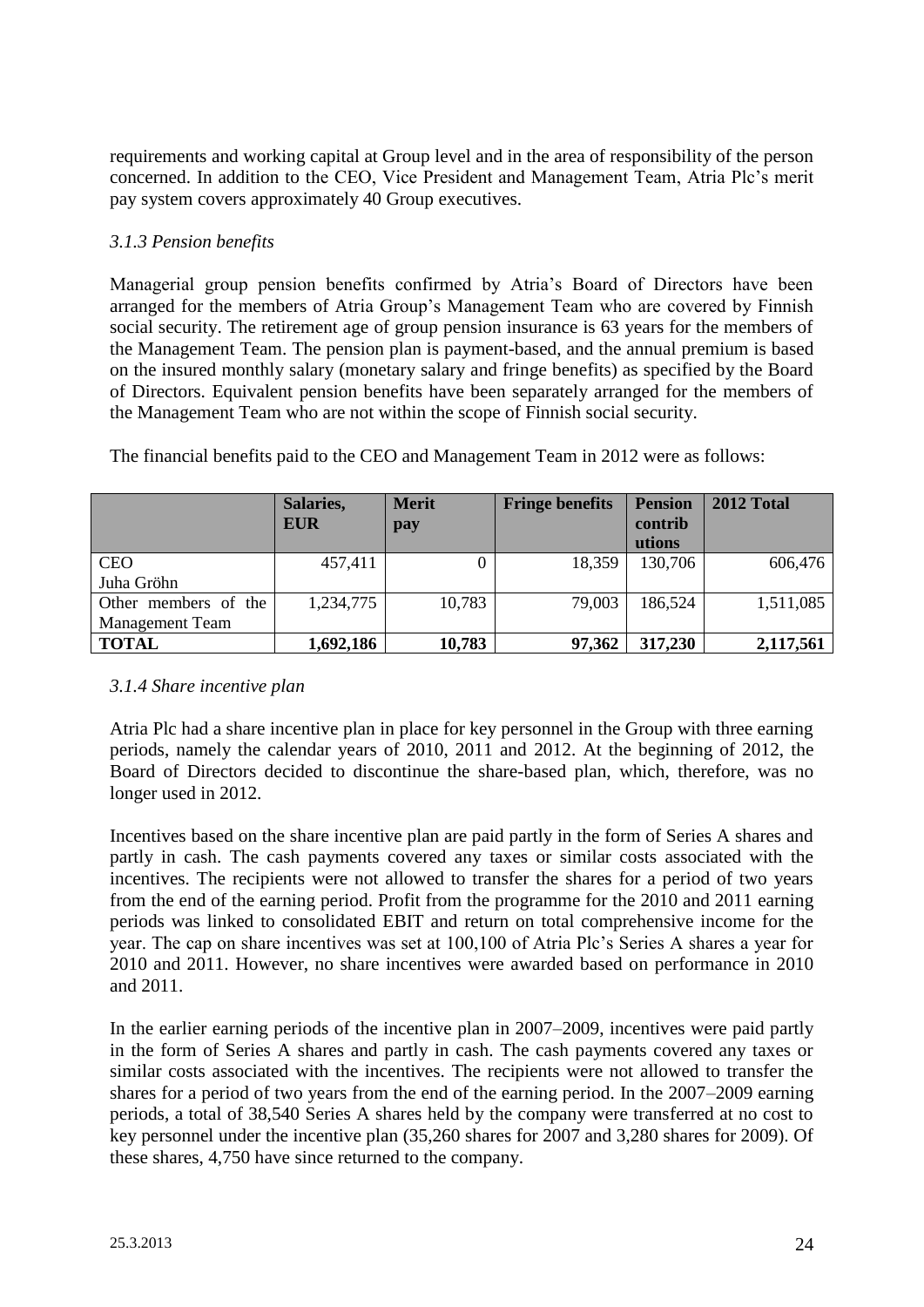requirements and working capital at Group level and in the area of responsibility of the person concerned. In addition to the CEO, Vice President and Management Team, Atria Plc's merit pay system covers approximately 40 Group executives.

### *3.1.3 Pension benefits*

Managerial group pension benefits confirmed by Atria's Board of Directors have been arranged for the members of Atria Group's Management Team who are covered by Finnish social security. The retirement age of group pension insurance is 63 years for the members of the Management Team. The pension plan is payment-based, and the annual premium is based on the insured monthly salary (monetary salary and fringe benefits) as specified by the Board of Directors. Equivalent pension benefits have been separately arranged for the members of the Management Team who are not within the scope of Finnish social security.

The financial benefits paid to the CEO and Management Team in 2012 were as follows:

| | Salaries, EUR | Merit pay | Fringe benefits | Pension contributions | 2012 Total |
|---|---|---|---|---|---|
| CEO Juha Gröhn | 457,411 | 0 | 18,359 | 130,706 | 606,476 |
| Other members of the Management Team | 1,234,775 | 10,783 | 79,003 | 186,524 | 1,511,085 |
| **TOTAL** | **1,692,186** | **10,783** | **97,362** | **317,230** | **2,117,561** |

### *3.1.4 Share incentive plan*

Atria Plc had a share incentive plan in place for key personnel in the Group with three earning periods, namely the calendar years of 2010, 2011 and 2012. At the beginning of 2012, the Board of Directors decided to discontinue the share-based plan, which, therefore, was no longer used in 2012.

Incentives based on the share incentive plan are paid partly in the form of Series A shares and partly in cash. The cash payments covered any taxes or similar costs associated with the incentives. The recipients were not allowed to transfer the shares for a period of two years from the end of the earning period. Profit from the programme for the 2010 and 2011 earning periods was linked to consolidated EBIT and return on total comprehensive income for the year. The cap on share incentives was set at 100,100 of Atria Plc's Series A shares a year for 2010 and 2011. However, no share incentives were awarded based on performance in 2010 and 2011.

In the earlier earning periods of the incentive plan in 2007–2009, incentives were paid partly in the form of Series A shares and partly in cash. The cash payments covered any taxes or similar costs associated with the incentives. The recipients were not allowed to transfer the shares for a period of two years from the end of the earning period. In the 2007–2009 earning periods, a total of 38,540 Series A shares held by the company were transferred at no cost to key personnel under the incentive plan (35,260 shares for 2007 and 3,280 shares for 2009). Of these shares, 4,750 have since returned to the company.

25.3.2013